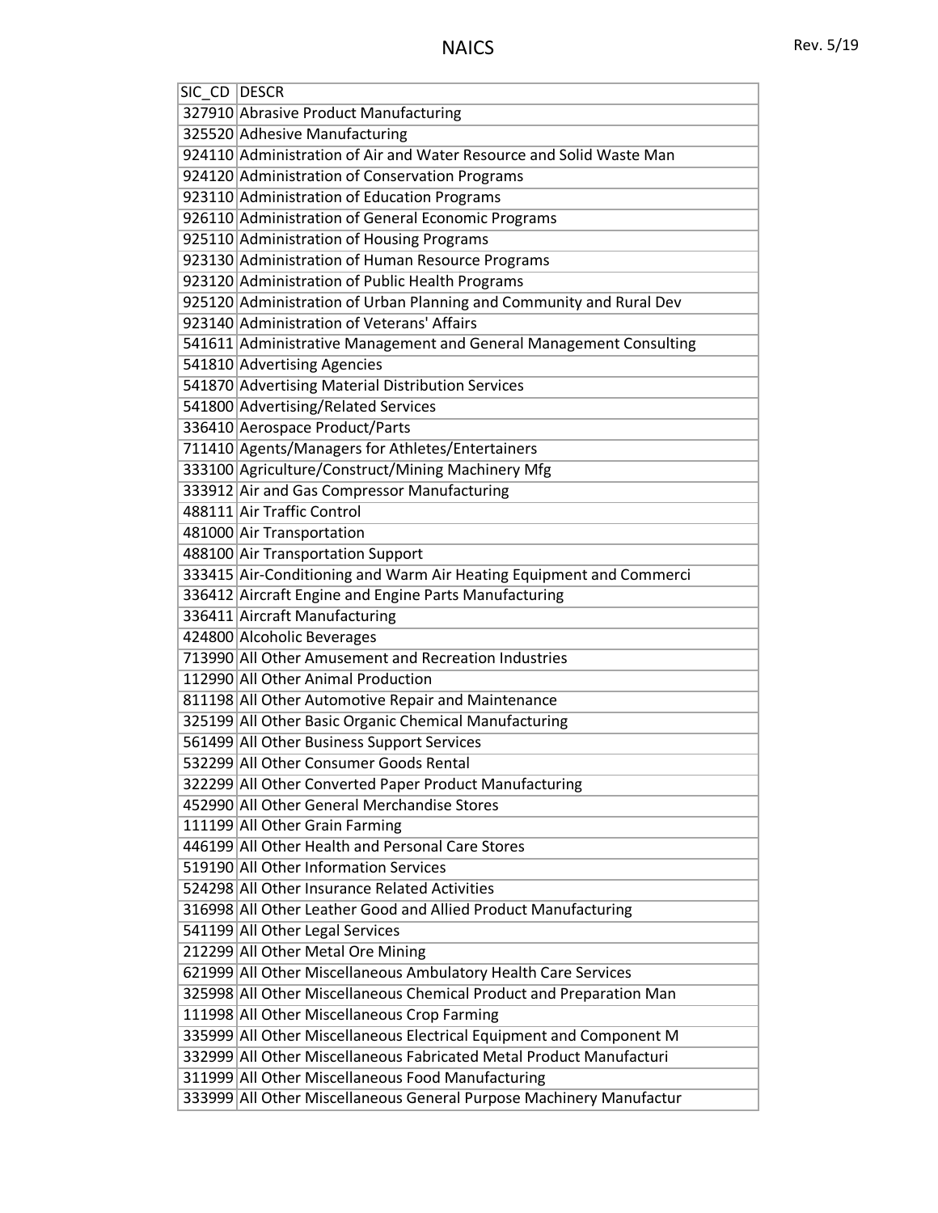# NAICS

Rev. 5/19

| SIC_CD | DESCR |
|---|---|
| 327910 | Abrasive Product Manufacturing |
| 325520 | Adhesive Manufacturing |
| 924110 | Administration of Air and Water Resource and Solid Waste Man |
| 924120 | Administration of Conservation Programs |
| 923110 | Administration of Education Programs |
| 926110 | Administration of General Economic Programs |
| 925110 | Administration of Housing Programs |
| 923130 | Administration of Human Resource Programs |
| 923120 | Administration of Public Health Programs |
| 925120 | Administration of Urban Planning and Community and Rural Dev |
| 923140 | Administration of Veterans' Affairs |
| 541611 | Administrative Management and General Management Consulting |
| 541810 | Advertising Agencies |
| 541870 | Advertising Material Distribution Services |
| 541800 | Advertising/Related Services |
| 336410 | Aerospace Product/Parts |
| 711410 | Agents/Managers for Athletes/Entertainers |
| 333100 | Agriculture/Construct/Mining Machinery Mfg |
| 333912 | Air and Gas Compressor Manufacturing |
| 488111 | Air Traffic Control |
| 481000 | Air Transportation |
| 488100 | Air Transportation Support |
| 333415 | Air-Conditioning and Warm Air Heating Equipment and Commerci |
| 336412 | Aircraft Engine and Engine Parts Manufacturing |
| 336411 | Aircraft Manufacturing |
| 424800 | Alcoholic Beverages |
| 713990 | All Other Amusement and Recreation Industries |
| 112990 | All Other Animal Production |
| 811198 | All Other Automotive Repair and Maintenance |
| 325199 | All Other Basic Organic Chemical Manufacturing |
| 561499 | All Other Business Support Services |
| 532299 | All Other Consumer Goods Rental |
| 322299 | All Other Converted Paper Product Manufacturing |
| 452990 | All Other General Merchandise Stores |
| 111199 | All Other Grain Farming |
| 446199 | All Other Health and Personal Care Stores |
| 519190 | All Other Information Services |
| 524298 | All Other Insurance Related Activities |
| 316998 | All Other Leather Good and Allied Product Manufacturing |
| 541199 | All Other Legal Services |
| 212299 | All Other Metal Ore Mining |
| 621999 | All Other Miscellaneous Ambulatory Health Care Services |
| 325998 | All Other Miscellaneous Chemical Product and Preparation Man |
| 111998 | All Other Miscellaneous Crop Farming |
| 335999 | All Other Miscellaneous Electrical Equipment and Component M |
| 332999 | All Other Miscellaneous Fabricated Metal Product Manufacturi |
| 311999 | All Other Miscellaneous Food Manufacturing |
| 333999 | All Other Miscellaneous General Purpose Machinery Manufactur |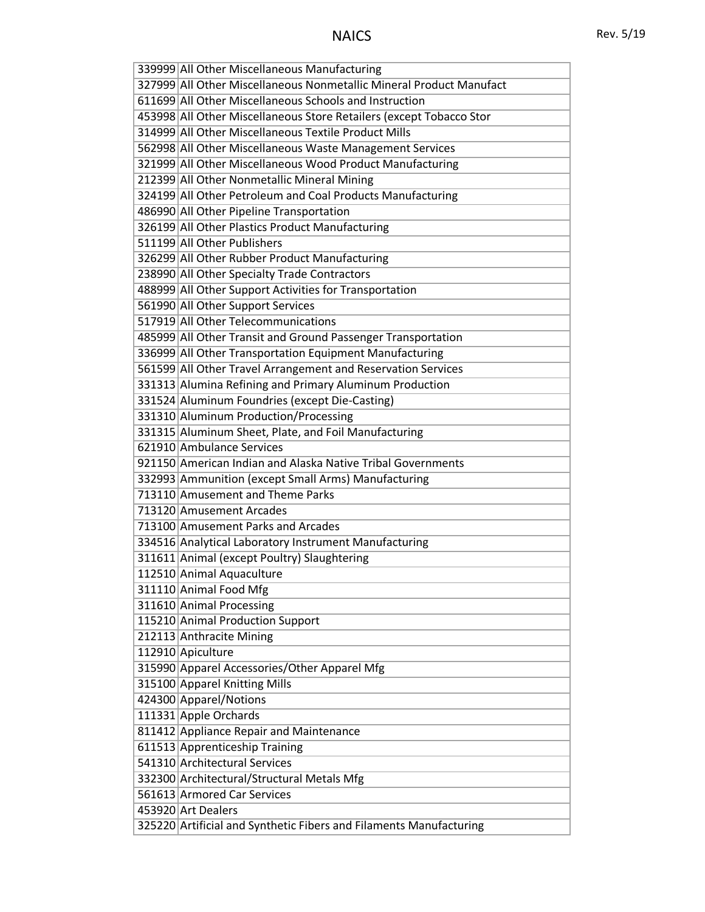| | |
|---|---|
| 339999 | All Other Miscellaneous Manufacturing |
| 327999 | All Other Miscellaneous Nonmetallic Mineral Product Manufact |
| 611699 | All Other Miscellaneous Schools and Instruction |
| 453998 | All Other Miscellaneous Store Retailers (except Tobacco Stor |
| 314999 | All Other Miscellaneous Textile Product Mills |
| 562998 | All Other Miscellaneous Waste Management Services |
| 321999 | All Other Miscellaneous Wood Product Manufacturing |
| 212399 | All Other Nonmetallic Mineral Mining |
| 324199 | All Other Petroleum and Coal Products Manufacturing |
| 486990 | All Other Pipeline Transportation |
| 326199 | All Other Plastics Product Manufacturing |
| 511199 | All Other Publishers |
| 326299 | All Other Rubber Product Manufacturing |
| 238990 | All Other Specialty Trade Contractors |
| 488999 | All Other Support Activities for Transportation |
| 561990 | All Other Support Services |
| 517919 | All Other Telecommunications |
| 485999 | All Other Transit and Ground Passenger Transportation |
| 336999 | All Other Transportation Equipment Manufacturing |
| 561599 | All Other Travel Arrangement and Reservation Services |
| 331313 | Alumina Refining and Primary Aluminum Production |
| 331524 | Aluminum Foundries (except Die-Casting) |
| 331310 | Aluminum Production/Processing |
| 331315 | Aluminum Sheet, Plate, and Foil Manufacturing |
| 621910 | Ambulance Services |
| 921150 | American Indian and Alaska Native Tribal Governments |
| 332993 | Ammunition (except Small Arms) Manufacturing |
| 713110 | Amusement and Theme Parks |
| 713120 | Amusement Arcades |
| 713100 | Amusement Parks and Arcades |
| 334516 | Analytical Laboratory Instrument Manufacturing |
| 311611 | Animal (except Poultry) Slaughtering |
| 112510 | Animal Aquaculture |
| 311110 | Animal Food Mfg |
| 311610 | Animal Processing |
| 115210 | Animal Production Support |
| 212113 | Anthracite Mining |
| 112910 | Apiculture |
| 315990 | Apparel Accessories/Other Apparel Mfg |
| 315100 | Apparel Knitting Mills |
| 424300 | Apparel/Notions |
| 111331 | Apple Orchards |
| 811412 | Appliance Repair and Maintenance |
| 611513 | Apprenticeship Training |
| 541310 | Architectural Services |
| 332300 | Architectural/Structural Metals Mfg |
| 561613 | Armored Car Services |
| 453920 | Art Dealers |
| 325220 | Artificial and Synthetic Fibers and Filaments Manufacturing |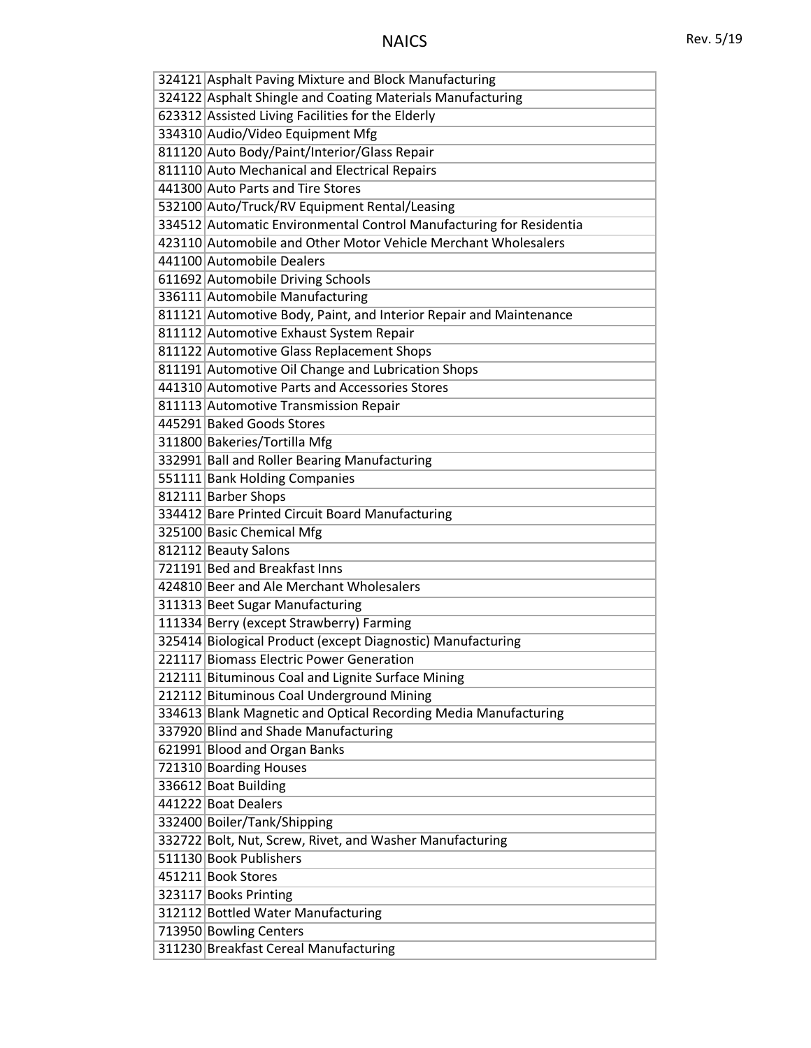| | |
|---|---|
| 324121 | Asphalt Paving Mixture and Block Manufacturing |
| 324122 | Asphalt Shingle and Coating Materials Manufacturing |
| 623312 | Assisted Living Facilities for the Elderly |
| 334310 | Audio/Video Equipment Mfg |
| 811120 | Auto Body/Paint/Interior/Glass Repair |
| 811110 | Auto Mechanical and Electrical Repairs |
| 441300 | Auto Parts and Tire Stores |
| 532100 | Auto/Truck/RV Equipment Rental/Leasing |
| 334512 | Automatic Environmental Control Manufacturing for Residentia |
| 423110 | Automobile and Other Motor Vehicle Merchant Wholesalers |
| 441100 | Automobile Dealers |
| 611692 | Automobile Driving Schools |
| 336111 | Automobile Manufacturing |
| 811121 | Automotive Body, Paint, and Interior Repair and Maintenance |
| 811112 | Automotive Exhaust System Repair |
| 811122 | Automotive Glass Replacement Shops |
| 811191 | Automotive Oil Change and Lubrication Shops |
| 441310 | Automotive Parts and Accessories Stores |
| 811113 | Automotive Transmission Repair |
| 445291 | Baked Goods Stores |
| 311800 | Bakeries/Tortilla Mfg |
| 332991 | Ball and Roller Bearing Manufacturing |
| 551111 | Bank Holding Companies |
| 812111 | Barber Shops |
| 334412 | Bare Printed Circuit Board Manufacturing |
| 325100 | Basic Chemical Mfg |
| 812112 | Beauty Salons |
| 721191 | Bed and Breakfast Inns |
| 424810 | Beer and Ale Merchant Wholesalers |
| 311313 | Beet Sugar Manufacturing |
| 111334 | Berry (except Strawberry) Farming |
| 325414 | Biological Product (except Diagnostic) Manufacturing |
| 221117 | Biomass Electric Power Generation |
| 212111 | Bituminous Coal and Lignite Surface Mining |
| 212112 | Bituminous Coal Underground Mining |
| 334613 | Blank Magnetic and Optical Recording Media Manufacturing |
| 337920 | Blind and Shade Manufacturing |
| 621991 | Blood and Organ Banks |
| 721310 | Boarding Houses |
| 336612 | Boat Building |
| 441222 | Boat Dealers |
| 332400 | Boiler/Tank/Shipping |
| 332722 | Bolt, Nut, Screw, Rivet, and Washer Manufacturing |
| 511130 | Book Publishers |
| 451211 | Book Stores |
| 323117 | Books Printing |
| 312112 | Bottled Water Manufacturing |
| 713950 | Bowling Centers |
| 311230 | Breakfast Cereal Manufacturing |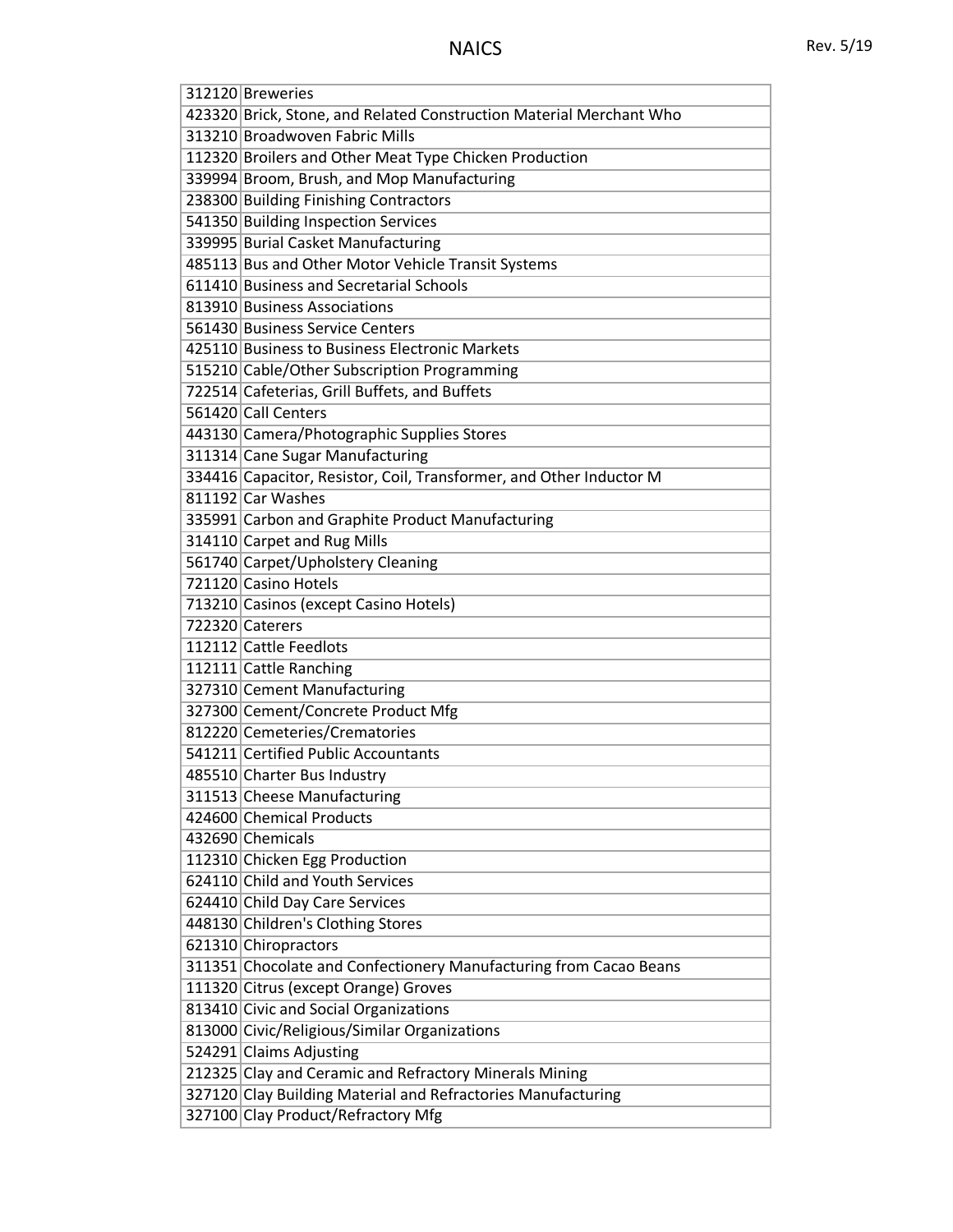| | |
|---|---|
| 312120 | Breweries |
| 423320 | Brick, Stone, and Related Construction Material Merchant Who |
| 313210 | Broadwoven Fabric Mills |
| 112320 | Broilers and Other Meat Type Chicken Production |
| 339994 | Broom, Brush, and Mop Manufacturing |
| 238300 | Building Finishing Contractors |
| 541350 | Building Inspection Services |
| 339995 | Burial Casket Manufacturing |
| 485113 | Bus and Other Motor Vehicle Transit Systems |
| 611410 | Business and Secretarial Schools |
| 813910 | Business Associations |
| 561430 | Business Service Centers |
| 425110 | Business to Business Electronic Markets |
| 515210 | Cable/Other Subscription Programming |
| 722514 | Cafeterias, Grill Buffets, and Buffets |
| 561420 | Call Centers |
| 443130 | Camera/Photographic Supplies Stores |
| 311314 | Cane Sugar Manufacturing |
| 334416 | Capacitor, Resistor, Coil, Transformer, and Other Inductor M |
| 811192 | Car Washes |
| 335991 | Carbon and Graphite Product Manufacturing |
| 314110 | Carpet and Rug Mills |
| 561740 | Carpet/Upholstery Cleaning |
| 721120 | Casino Hotels |
| 713210 | Casinos (except Casino Hotels) |
| 722320 | Caterers |
| 112112 | Cattle Feedlots |
| 112111 | Cattle Ranching |
| 327310 | Cement Manufacturing |
| 327300 | Cement/Concrete Product Mfg |
| 812220 | Cemeteries/Crematories |
| 541211 | Certified Public Accountants |
| 485510 | Charter Bus Industry |
| 311513 | Cheese Manufacturing |
| 424600 | Chemical Products |
| 432690 | Chemicals |
| 112310 | Chicken Egg Production |
| 624110 | Child and Youth Services |
| 624410 | Child Day Care Services |
| 448130 | Children's Clothing Stores |
| 621310 | Chiropractors |
| 311351 | Chocolate and Confectionery Manufacturing from Cacao Beans |
| 111320 | Citrus (except Orange) Groves |
| 813410 | Civic and Social Organizations |
| 813000 | Civic/Religious/Similar Organizations |
| 524291 | Claims Adjusting |
| 212325 | Clay and Ceramic and Refractory Minerals Mining |
| 327120 | Clay Building Material and Refractories Manufacturing |
| 327100 | Clay Product/Refractory Mfg |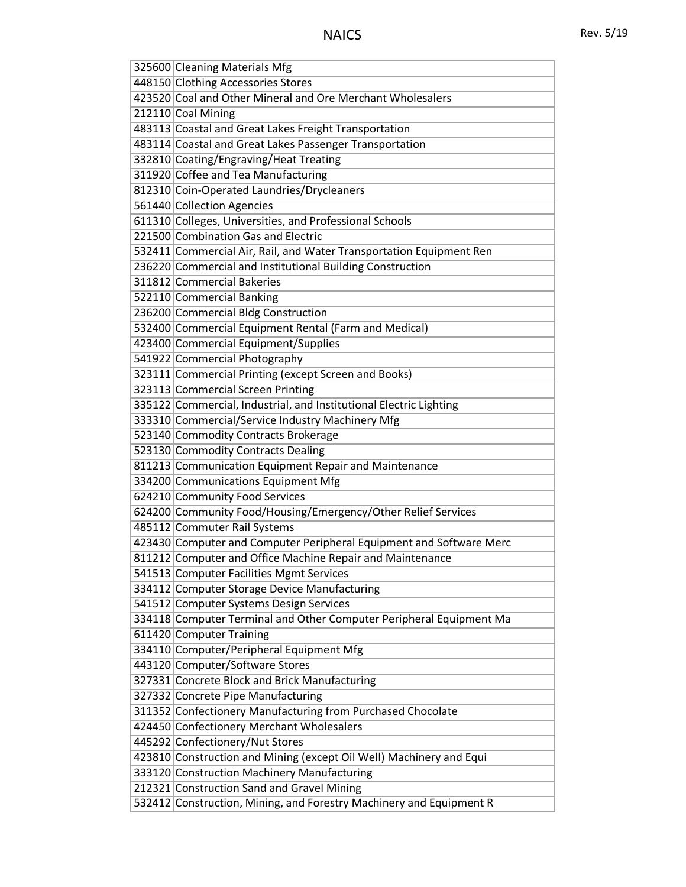| | |
|---|---|
| 325600 | Cleaning Materials Mfg |
| 448150 | Clothing Accessories Stores |
| 423520 | Coal and Other Mineral and Ore Merchant Wholesalers |
| 212110 | Coal Mining |
| 483113 | Coastal and Great Lakes Freight Transportation |
| 483114 | Coastal and Great Lakes Passenger Transportation |
| 332810 | Coating/Engraving/Heat Treating |
| 311920 | Coffee and Tea Manufacturing |
| 812310 | Coin-Operated Laundries/Drycleaners |
| 561440 | Collection Agencies |
| 611310 | Colleges, Universities, and Professional Schools |
| 221500 | Combination Gas and Electric |
| 532411 | Commercial Air, Rail, and Water Transportation Equipment Ren |
| 236220 | Commercial and Institutional Building Construction |
| 311812 | Commercial Bakeries |
| 522110 | Commercial Banking |
| 236200 | Commercial Bldg Construction |
| 532400 | Commercial Equipment Rental (Farm and Medical) |
| 423400 | Commercial Equipment/Supplies |
| 541922 | Commercial Photography |
| 323111 | Commercial Printing (except Screen and Books) |
| 323113 | Commercial Screen Printing |
| 335122 | Commercial, Industrial, and Institutional Electric Lighting |
| 333310 | Commercial/Service Industry Machinery Mfg |
| 523140 | Commodity Contracts Brokerage |
| 523130 | Commodity Contracts Dealing |
| 811213 | Communication Equipment Repair and Maintenance |
| 334200 | Communications Equipment Mfg |
| 624210 | Community Food Services |
| 624200 | Community Food/Housing/Emergency/Other Relief Services |
| 485112 | Commuter Rail Systems |
| 423430 | Computer and Computer Peripheral Equipment and Software Merc |
| 811212 | Computer and Office Machine Repair and Maintenance |
| 541513 | Computer Facilities Mgmt Services |
| 334112 | Computer Storage Device Manufacturing |
| 541512 | Computer Systems Design Services |
| 334118 | Computer Terminal and Other Computer Peripheral Equipment Ma |
| 611420 | Computer Training |
| 334110 | Computer/Peripheral Equipment Mfg |
| 443120 | Computer/Software Stores |
| 327331 | Concrete Block and Brick Manufacturing |
| 327332 | Concrete Pipe Manufacturing |
| 311352 | Confectionery Manufacturing from Purchased Chocolate |
| 424450 | Confectionery Merchant Wholesalers |
| 445292 | Confectionery/Nut Stores |
| 423810 | Construction and Mining (except Oil Well) Machinery and Equi |
| 333120 | Construction Machinery Manufacturing |
| 212321 | Construction Sand and Gravel Mining |
| 532412 | Construction, Mining, and Forestry Machinery and Equipment R |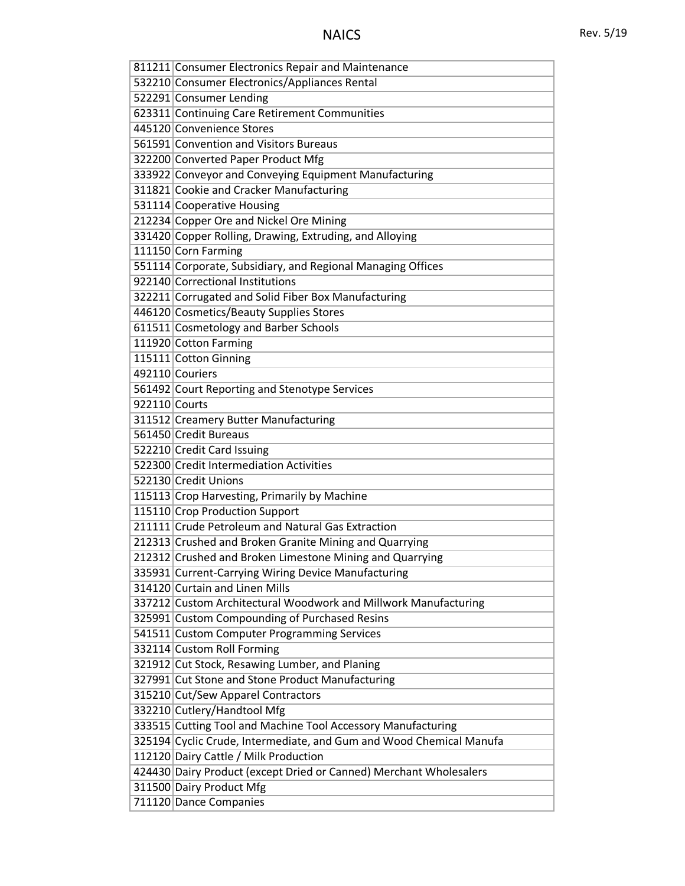| | |
|---|---|
| 811211 | Consumer Electronics Repair and Maintenance |
| 532210 | Consumer Electronics/Appliances Rental |
| 522291 | Consumer Lending |
| 623311 | Continuing Care Retirement Communities |
| 445120 | Convenience Stores |
| 561591 | Convention and Visitors Bureaus |
| 322200 | Converted Paper Product Mfg |
| 333922 | Conveyor and Conveying Equipment Manufacturing |
| 311821 | Cookie and Cracker Manufacturing |
| 531114 | Cooperative Housing |
| 212234 | Copper Ore and Nickel Ore Mining |
| 331420 | Copper Rolling, Drawing, Extruding, and Alloying |
| 111150 | Corn Farming |
| 551114 | Corporate, Subsidiary, and Regional Managing Offices |
| 922140 | Correctional Institutions |
| 322211 | Corrugated and Solid Fiber Box Manufacturing |
| 446120 | Cosmetics/Beauty Supplies Stores |
| 611511 | Cosmetology and Barber Schools |
| 111920 | Cotton Farming |
| 115111 | Cotton Ginning |
| 492110 | Couriers |
| 561492 | Court Reporting and Stenotype Services |
| 922110 | Courts |
| 311512 | Creamery Butter Manufacturing |
| 561450 | Credit Bureaus |
| 522210 | Credit Card Issuing |
| 522300 | Credit Intermediation Activities |
| 522130 | Credit Unions |
| 115113 | Crop Harvesting, Primarily by Machine |
| 115110 | Crop Production Support |
| 211111 | Crude Petroleum and Natural Gas Extraction |
| 212313 | Crushed and Broken Granite Mining and Quarrying |
| 212312 | Crushed and Broken Limestone Mining and Quarrying |
| 335931 | Current-Carrying Wiring Device Manufacturing |
| 314120 | Curtain and Linen Mills |
| 337212 | Custom Architectural Woodwork and Millwork Manufacturing |
| 325991 | Custom Compounding of Purchased Resins |
| 541511 | Custom Computer Programming Services |
| 332114 | Custom Roll Forming |
| 321912 | Cut Stock, Resawing Lumber, and Planing |
| 327991 | Cut Stone and Stone Product Manufacturing |
| 315210 | Cut/Sew Apparel Contractors |
| 332210 | Cutlery/Handtool Mfg |
| 333515 | Cutting Tool and Machine Tool Accessory Manufacturing |
| 325194 | Cyclic Crude, Intermediate, and Gum and Wood Chemical Manufa |
| 112120 | Dairy Cattle / Milk Production |
| 424430 | Dairy Product (except Dried or Canned) Merchant Wholesalers |
| 311500 | Dairy Product Mfg |
| 711120 | Dance Companies |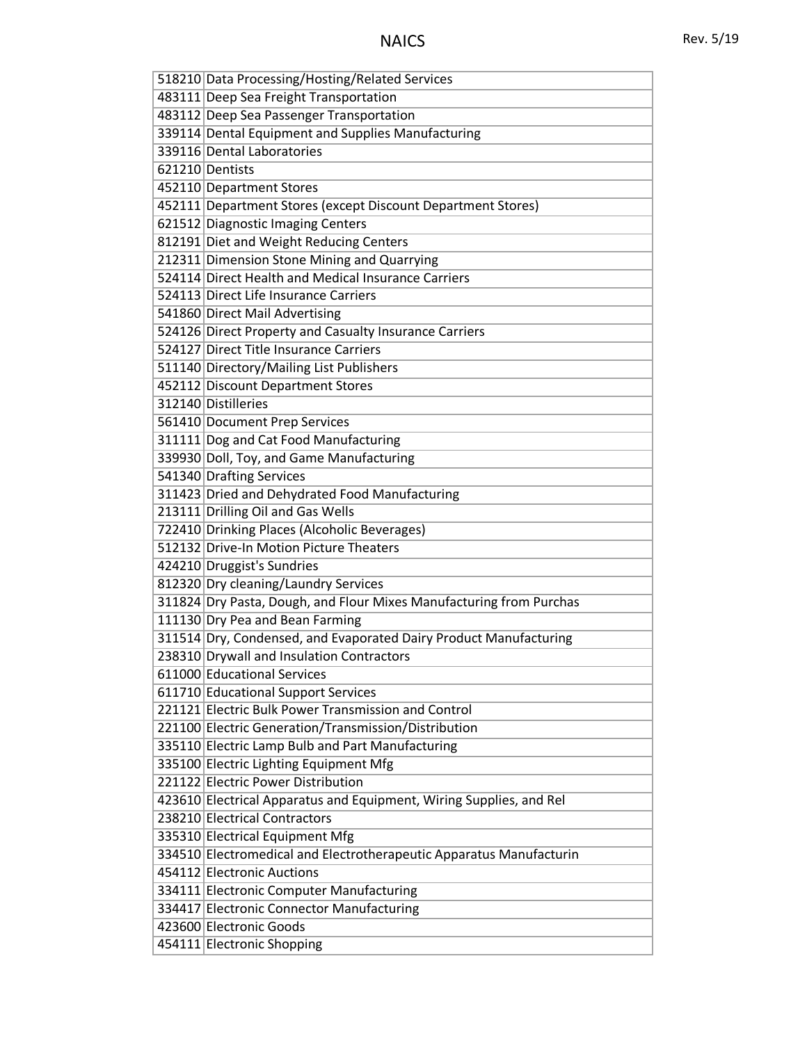| | |
|---|---|
| 518210 | Data Processing/Hosting/Related Services |
| 483111 | Deep Sea Freight Transportation |
| 483112 | Deep Sea Passenger Transportation |
| 339114 | Dental Equipment and Supplies Manufacturing |
| 339116 | Dental Laboratories |
| 621210 | Dentists |
| 452110 | Department Stores |
| 452111 | Department Stores (except Discount Department Stores) |
| 621512 | Diagnostic Imaging Centers |
| 812191 | Diet and Weight Reducing Centers |
| 212311 | Dimension Stone Mining and Quarrying |
| 524114 | Direct Health and Medical Insurance Carriers |
| 524113 | Direct Life Insurance Carriers |
| 541860 | Direct Mail Advertising |
| 524126 | Direct Property and Casualty Insurance Carriers |
| 524127 | Direct Title Insurance Carriers |
| 511140 | Directory/Mailing List Publishers |
| 452112 | Discount Department Stores |
| 312140 | Distilleries |
| 561410 | Document Prep Services |
| 311111 | Dog and Cat Food Manufacturing |
| 339930 | Doll, Toy, and Game Manufacturing |
| 541340 | Drafting Services |
| 311423 | Dried and Dehydrated Food Manufacturing |
| 213111 | Drilling Oil and Gas Wells |
| 722410 | Drinking Places (Alcoholic Beverages) |
| 512132 | Drive-In Motion Picture Theaters |
| 424210 | Druggist's Sundries |
| 812320 | Dry cleaning/Laundry Services |
| 311824 | Dry Pasta, Dough, and Flour Mixes Manufacturing from Purchas |
| 111130 | Dry Pea and Bean Farming |
| 311514 | Dry, Condensed, and Evaporated Dairy Product Manufacturing |
| 238310 | Drywall and Insulation Contractors |
| 611000 | Educational Services |
| 611710 | Educational Support Services |
| 221121 | Electric Bulk Power Transmission and Control |
| 221100 | Electric Generation/Transmission/Distribution |
| 335110 | Electric Lamp Bulb and Part Manufacturing |
| 335100 | Electric Lighting Equipment Mfg |
| 221122 | Electric Power Distribution |
| 423610 | Electrical Apparatus and Equipment, Wiring Supplies, and Rel |
| 238210 | Electrical Contractors |
| 335310 | Electrical Equipment Mfg |
| 334510 | Electromedical and Electrotherapeutic Apparatus Manufacturin |
| 454112 | Electronic Auctions |
| 334111 | Electronic Computer Manufacturing |
| 334417 | Electronic Connector Manufacturing |
| 423600 | Electronic Goods |
| 454111 | Electronic Shopping |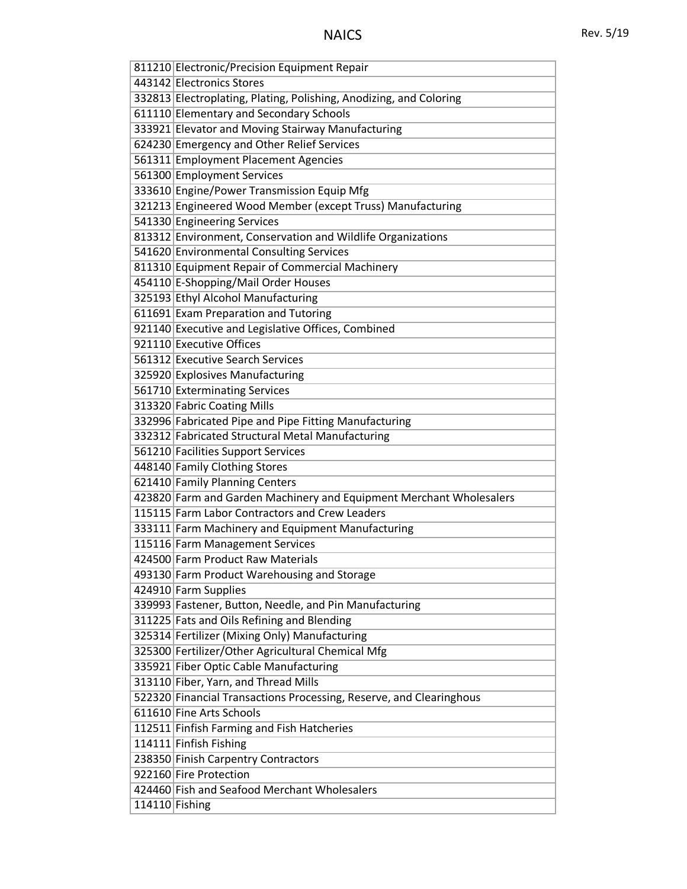| | |
|---|---|
| 811210 | Electronic/Precision Equipment Repair |
| 443142 | Electronics Stores |
| 332813 | Electroplating, Plating, Polishing, Anodizing, and Coloring |
| 611110 | Elementary and Secondary Schools |
| 333921 | Elevator and Moving Stairway Manufacturing |
| 624230 | Emergency and Other Relief Services |
| 561311 | Employment Placement Agencies |
| 561300 | Employment Services |
| 333610 | Engine/Power Transmission Equip Mfg |
| 321213 | Engineered Wood Member (except Truss) Manufacturing |
| 541330 | Engineering Services |
| 813312 | Environment, Conservation and Wildlife Organizations |
| 541620 | Environmental Consulting Services |
| 811310 | Equipment Repair of Commercial Machinery |
| 454110 | E-Shopping/Mail Order Houses |
| 325193 | Ethyl Alcohol Manufacturing |
| 611691 | Exam Preparation and Tutoring |
| 921140 | Executive and Legislative Offices, Combined |
| 921110 | Executive Offices |
| 561312 | Executive Search Services |
| 325920 | Explosives Manufacturing |
| 561710 | Exterminating Services |
| 313320 | Fabric Coating Mills |
| 332996 | Fabricated Pipe and Pipe Fitting Manufacturing |
| 332312 | Fabricated Structural Metal Manufacturing |
| 561210 | Facilities Support Services |
| 448140 | Family Clothing Stores |
| 621410 | Family Planning Centers |
| 423820 | Farm and Garden Machinery and Equipment Merchant Wholesalers |
| 115115 | Farm Labor Contractors and Crew Leaders |
| 333111 | Farm Machinery and Equipment Manufacturing |
| 115116 | Farm Management Services |
| 424500 | Farm Product Raw Materials |
| 493130 | Farm Product Warehousing and Storage |
| 424910 | Farm Supplies |
| 339993 | Fastener, Button, Needle, and Pin Manufacturing |
| 311225 | Fats and Oils Refining and Blending |
| 325314 | Fertilizer (Mixing Only) Manufacturing |
| 325300 | Fertilizer/Other Agricultural Chemical Mfg |
| 335921 | Fiber Optic Cable Manufacturing |
| 313110 | Fiber, Yarn, and Thread Mills |
| 522320 | Financial Transactions Processing, Reserve, and Clearinghous |
| 611610 | Fine Arts Schools |
| 112511 | Finfish Farming and Fish Hatcheries |
| 114111 | Finfish Fishing |
| 238350 | Finish Carpentry Contractors |
| 922160 | Fire Protection |
| 424460 | Fish and Seafood Merchant Wholesalers |
| 114110 | Fishing |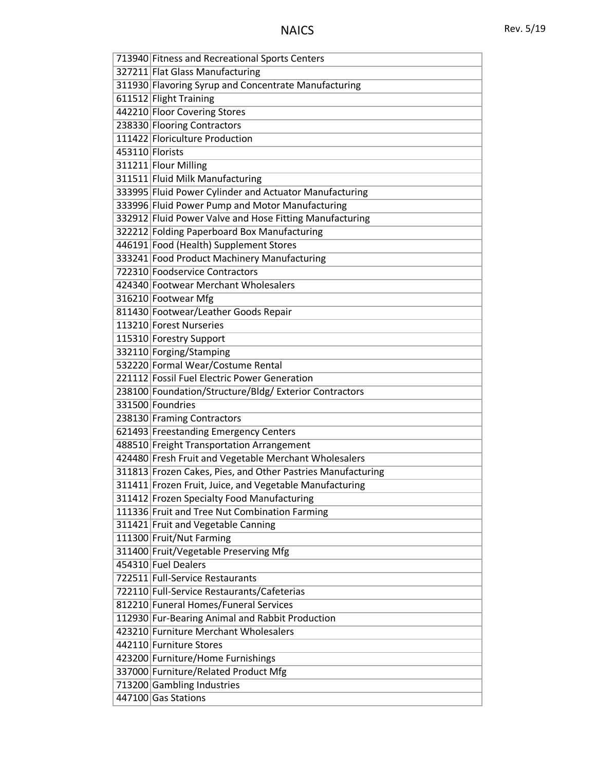| | |
|---|---|
| 713940 | Fitness and Recreational Sports Centers |
| 327211 | Flat Glass Manufacturing |
| 311930 | Flavoring Syrup and Concentrate Manufacturing |
| 611512 | Flight Training |
| 442210 | Floor Covering Stores |
| 238330 | Flooring Contractors |
| 111422 | Floriculture Production |
| 453110 | Florists |
| 311211 | Flour Milling |
| 311511 | Fluid Milk Manufacturing |
| 333995 | Fluid Power Cylinder and Actuator Manufacturing |
| 333996 | Fluid Power Pump and Motor Manufacturing |
| 332912 | Fluid Power Valve and Hose Fitting Manufacturing |
| 322212 | Folding Paperboard Box Manufacturing |
| 446191 | Food (Health) Supplement Stores |
| 333241 | Food Product Machinery Manufacturing |
| 722310 | Foodservice Contractors |
| 424340 | Footwear Merchant Wholesalers |
| 316210 | Footwear Mfg |
| 811430 | Footwear/Leather Goods Repair |
| 113210 | Forest Nurseries |
| 115310 | Forestry Support |
| 332110 | Forging/Stamping |
| 532220 | Formal Wear/Costume Rental |
| 221112 | Fossil Fuel Electric Power Generation |
| 238100 | Foundation/Structure/Bldg/ Exterior Contractors |
| 331500 | Foundries |
| 238130 | Framing Contractors |
| 621493 | Freestanding Emergency Centers |
| 488510 | Freight Transportation Arrangement |
| 424480 | Fresh Fruit and Vegetable Merchant Wholesalers |
| 311813 | Frozen Cakes, Pies, and Other Pastries Manufacturing |
| 311411 | Frozen Fruit, Juice, and Vegetable Manufacturing |
| 311412 | Frozen Specialty Food Manufacturing |
| 111336 | Fruit and Tree Nut Combination Farming |
| 311421 | Fruit and Vegetable Canning |
| 111300 | Fruit/Nut Farming |
| 311400 | Fruit/Vegetable Preserving Mfg |
| 454310 | Fuel Dealers |
| 722511 | Full-Service Restaurants |
| 722110 | Full-Service Restaurants/Cafeterias |
| 812210 | Funeral Homes/Funeral Services |
| 112930 | Fur-Bearing Animal and Rabbit Production |
| 423210 | Furniture Merchant Wholesalers |
| 442110 | Furniture Stores |
| 423200 | Furniture/Home Furnishings |
| 337000 | Furniture/Related Product Mfg |
| 713200 | Gambling Industries |
| 447100 | Gas Stations |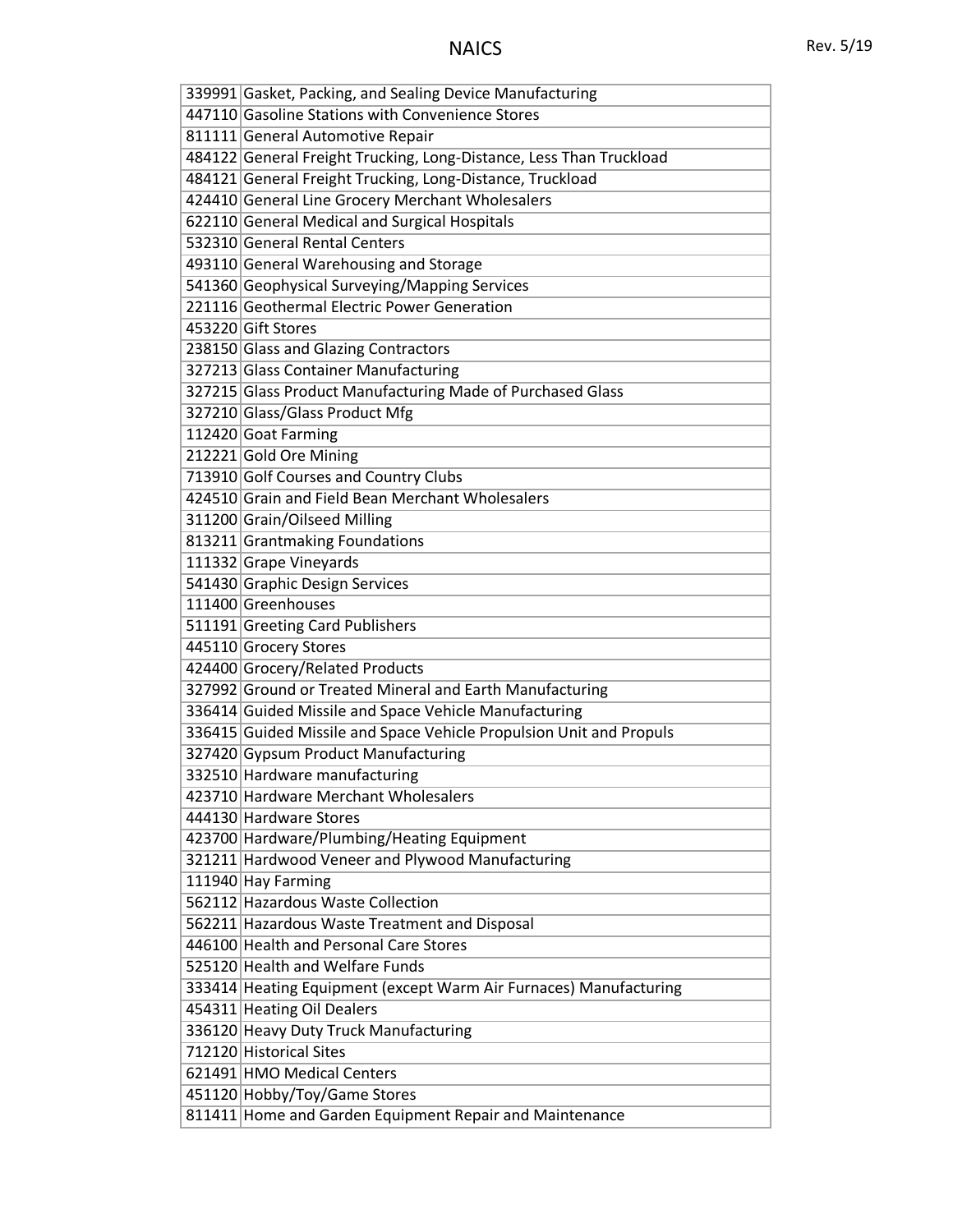| | |
|---|---|
| 339991 | Gasket, Packing, and Sealing Device Manufacturing |
| 447110 | Gasoline Stations with Convenience Stores |
| 811111 | General Automotive Repair |
| 484122 | General Freight Trucking, Long-Distance, Less Than Truckload |
| 484121 | General Freight Trucking, Long-Distance, Truckload |
| 424410 | General Line Grocery Merchant Wholesalers |
| 622110 | General Medical and Surgical Hospitals |
| 532310 | General Rental Centers |
| 493110 | General Warehousing and Storage |
| 541360 | Geophysical Surveying/Mapping Services |
| 221116 | Geothermal Electric Power Generation |
| 453220 | Gift Stores |
| 238150 | Glass and Glazing Contractors |
| 327213 | Glass Container Manufacturing |
| 327215 | Glass Product Manufacturing Made of Purchased Glass |
| 327210 | Glass/Glass Product Mfg |
| 112420 | Goat Farming |
| 212221 | Gold Ore Mining |
| 713910 | Golf Courses and Country Clubs |
| 424510 | Grain and Field Bean Merchant Wholesalers |
| 311200 | Grain/Oilseed Milling |
| 813211 | Grantmaking Foundations |
| 111332 | Grape Vineyards |
| 541430 | Graphic Design Services |
| 111400 | Greenhouses |
| 511191 | Greeting Card Publishers |
| 445110 | Grocery Stores |
| 424400 | Grocery/Related Products |
| 327992 | Ground or Treated Mineral and Earth Manufacturing |
| 336414 | Guided Missile and Space Vehicle Manufacturing |
| 336415 | Guided Missile and Space Vehicle Propulsion Unit and Propuls |
| 327420 | Gypsum Product Manufacturing |
| 332510 | Hardware manufacturing |
| 423710 | Hardware Merchant Wholesalers |
| 444130 | Hardware Stores |
| 423700 | Hardware/Plumbing/Heating Equipment |
| 321211 | Hardwood Veneer and Plywood Manufacturing |
| 111940 | Hay Farming |
| 562112 | Hazardous Waste Collection |
| 562211 | Hazardous Waste Treatment and Disposal |
| 446100 | Health and Personal Care Stores |
| 525120 | Health and Welfare Funds |
| 333414 | Heating Equipment (except Warm Air Furnaces) Manufacturing |
| 454311 | Heating Oil Dealers |
| 336120 | Heavy Duty Truck Manufacturing |
| 712120 | Historical Sites |
| 621491 | HMO Medical Centers |
| 451120 | Hobby/Toy/Game Stores |
| 811411 | Home and Garden Equipment Repair and Maintenance |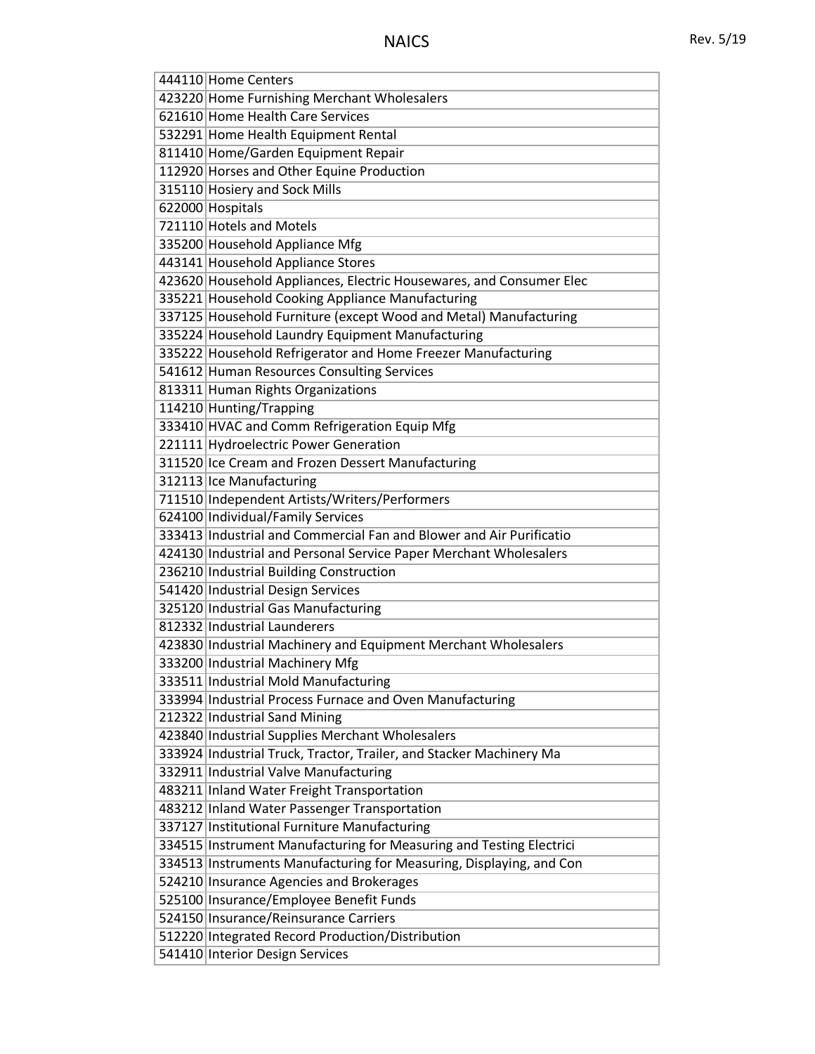| | |
|---|---|
| 444110 | Home Centers |
| 423220 | Home Furnishing Merchant Wholesalers |
| 621610 | Home Health Care Services |
| 532291 | Home Health Equipment Rental |
| 811410 | Home/Garden Equipment Repair |
| 112920 | Horses and Other Equine Production |
| 315110 | Hosiery and Sock Mills |
| 622000 | Hospitals |
| 721110 | Hotels and Motels |
| 335200 | Household Appliance Mfg |
| 443141 | Household Appliance Stores |
| 423620 | Household Appliances, Electric Housewares, and Consumer Elec |
| 335221 | Household Cooking Appliance Manufacturing |
| 337125 | Household Furniture (except Wood and Metal) Manufacturing |
| 335224 | Household Laundry Equipment Manufacturing |
| 335222 | Household Refrigerator and Home Freezer Manufacturing |
| 541612 | Human Resources Consulting Services |
| 813311 | Human Rights Organizations |
| 114210 | Hunting/Trapping |
| 333410 | HVAC and Comm Refrigeration Equip Mfg |
| 221111 | Hydroelectric Power Generation |
| 311520 | Ice Cream and Frozen Dessert Manufacturing |
| 312113 | Ice Manufacturing |
| 711510 | Independent Artists/Writers/Performers |
| 624100 | Individual/Family Services |
| 333413 | Industrial and Commercial Fan and Blower and Air Purificatio |
| 424130 | Industrial and Personal Service Paper Merchant Wholesalers |
| 236210 | Industrial Building Construction |
| 541420 | Industrial Design Services |
| 325120 | Industrial Gas Manufacturing |
| 812332 | Industrial Launderers |
| 423830 | Industrial Machinery and Equipment Merchant Wholesalers |
| 333200 | Industrial Machinery Mfg |
| 333511 | Industrial Mold Manufacturing |
| 333994 | Industrial Process Furnace and Oven Manufacturing |
| 212322 | Industrial Sand Mining |
| 423840 | Industrial Supplies Merchant Wholesalers |
| 333924 | Industrial Truck, Tractor, Trailer, and Stacker Machinery Ma |
| 332911 | Industrial Valve Manufacturing |
| 483211 | Inland Water Freight Transportation |
| 483212 | Inland Water Passenger Transportation |
| 337127 | Institutional Furniture Manufacturing |
| 334515 | Instrument Manufacturing for Measuring and Testing Electrici |
| 334513 | Instruments Manufacturing for Measuring, Displaying, and Con |
| 524210 | Insurance Agencies and Brokerages |
| 525100 | Insurance/Employee Benefit Funds |
| 524150 | Insurance/Reinsurance Carriers |
| 512220 | Integrated Record Production/Distribution |
| 541410 | Interior Design Services |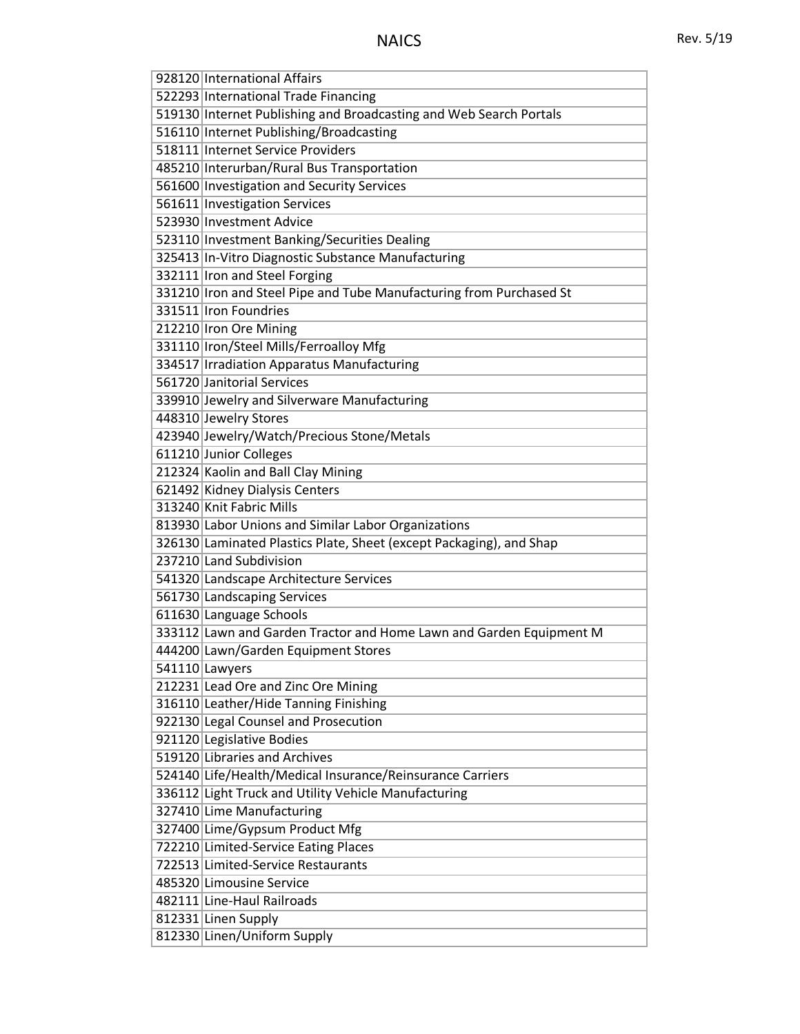| | |
|---|---|
| 928120 | International Affairs |
| 522293 | International Trade Financing |
| 519130 | Internet Publishing and Broadcasting and Web Search Portals |
| 516110 | Internet Publishing/Broadcasting |
| 518111 | Internet Service Providers |
| 485210 | Interurban/Rural Bus Transportation |
| 561600 | Investigation and Security Services |
| 561611 | Investigation Services |
| 523930 | Investment Advice |
| 523110 | Investment Banking/Securities Dealing |
| 325413 | In-Vitro Diagnostic Substance Manufacturing |
| 332111 | Iron and Steel Forging |
| 331210 | Iron and Steel Pipe and Tube Manufacturing from Purchased St |
| 331511 | Iron Foundries |
| 212210 | Iron Ore Mining |
| 331110 | Iron/Steel Mills/Ferroalloy Mfg |
| 334517 | Irradiation Apparatus Manufacturing |
| 561720 | Janitorial Services |
| 339910 | Jewelry and Silverware Manufacturing |
| 448310 | Jewelry Stores |
| 423940 | Jewelry/Watch/Precious Stone/Metals |
| 611210 | Junior Colleges |
| 212324 | Kaolin and Ball Clay Mining |
| 621492 | Kidney Dialysis Centers |
| 313240 | Knit Fabric Mills |
| 813930 | Labor Unions and Similar Labor Organizations |
| 326130 | Laminated Plastics Plate, Sheet (except Packaging), and Shap |
| 237210 | Land Subdivision |
| 541320 | Landscape Architecture Services |
| 561730 | Landscaping Services |
| 611630 | Language Schools |
| 333112 | Lawn and Garden Tractor and Home Lawn and Garden Equipment M |
| 444200 | Lawn/Garden Equipment Stores |
| 541110 | Lawyers |
| 212231 | Lead Ore and Zinc Ore Mining |
| 316110 | Leather/Hide Tanning Finishing |
| 922130 | Legal Counsel and Prosecution |
| 921120 | Legislative Bodies |
| 519120 | Libraries and Archives |
| 524140 | Life/Health/Medical Insurance/Reinsurance Carriers |
| 336112 | Light Truck and Utility Vehicle Manufacturing |
| 327410 | Lime Manufacturing |
| 327400 | Lime/Gypsum Product Mfg |
| 722210 | Limited-Service Eating Places |
| 722513 | Limited-Service Restaurants |
| 485320 | Limousine Service |
| 482111 | Line-Haul Railroads |
| 812331 | Linen Supply |
| 812330 | Linen/Uniform Supply |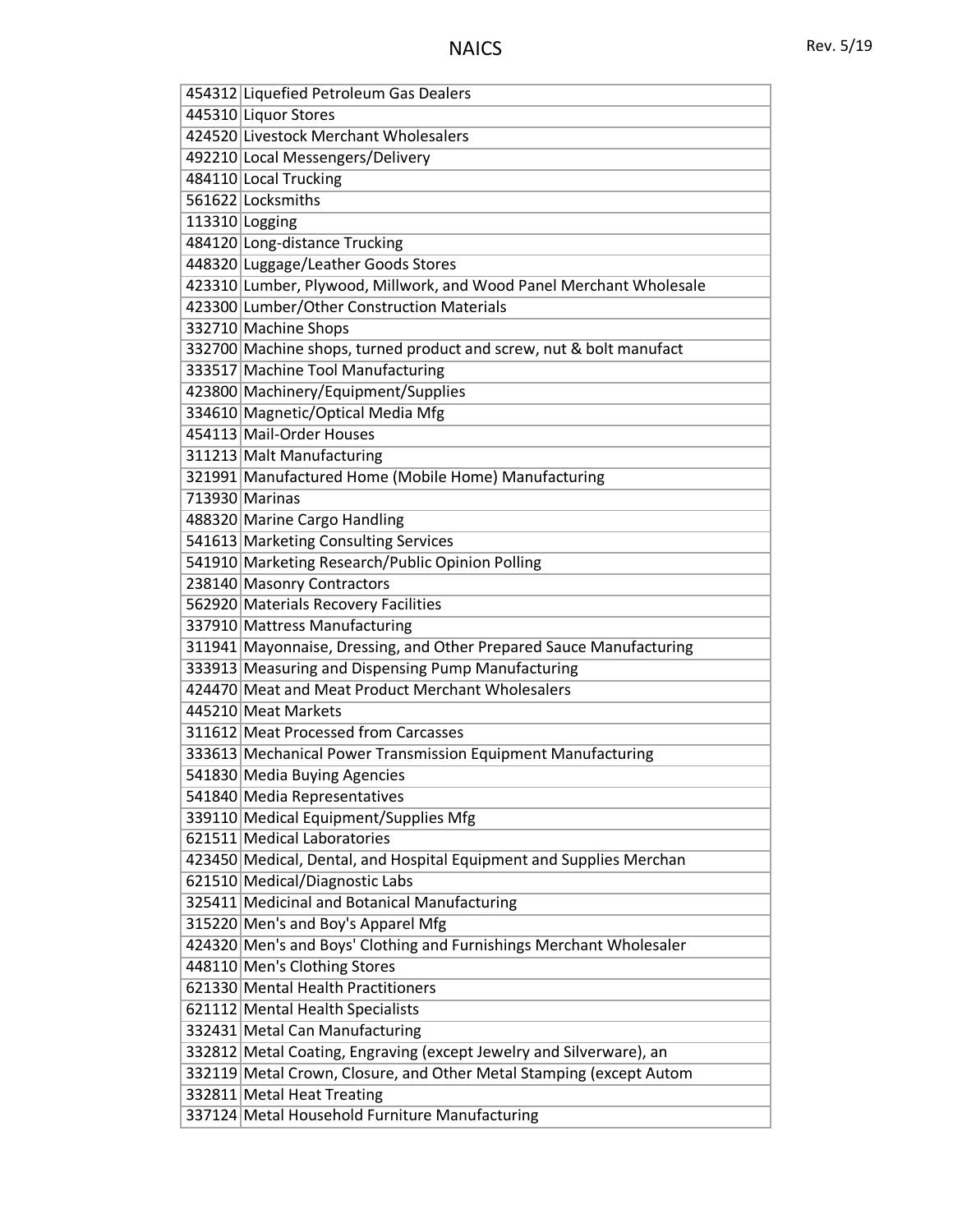| | |
|---|---|
| 454312 | Liquefied Petroleum Gas Dealers |
| 445310 | Liquor Stores |
| 424520 | Livestock Merchant Wholesalers |
| 492210 | Local Messengers/Delivery |
| 484110 | Local Trucking |
| 561622 | Locksmiths |
| 113310 | Logging |
| 484120 | Long-distance Trucking |
| 448320 | Luggage/Leather Goods Stores |
| 423310 | Lumber, Plywood, Millwork, and Wood Panel Merchant Wholesale |
| 423300 | Lumber/Other Construction Materials |
| 332710 | Machine Shops |
| 332700 | Machine shops, turned product and screw, nut & bolt manufact |
| 333517 | Machine Tool Manufacturing |
| 423800 | Machinery/Equipment/Supplies |
| 334610 | Magnetic/Optical Media Mfg |
| 454113 | Mail-Order Houses |
| 311213 | Malt Manufacturing |
| 321991 | Manufactured Home (Mobile Home) Manufacturing |
| 713930 | Marinas |
| 488320 | Marine Cargo Handling |
| 541613 | Marketing Consulting Services |
| 541910 | Marketing Research/Public Opinion Polling |
| 238140 | Masonry Contractors |
| 562920 | Materials Recovery Facilities |
| 337910 | Mattress Manufacturing |
| 311941 | Mayonnaise, Dressing, and Other Prepared Sauce Manufacturing |
| 333913 | Measuring and Dispensing Pump Manufacturing |
| 424470 | Meat and Meat Product Merchant Wholesalers |
| 445210 | Meat Markets |
| 311612 | Meat Processed from Carcasses |
| 333613 | Mechanical Power Transmission Equipment Manufacturing |
| 541830 | Media Buying Agencies |
| 541840 | Media Representatives |
| 339110 | Medical Equipment/Supplies Mfg |
| 621511 | Medical Laboratories |
| 423450 | Medical, Dental, and Hospital Equipment and Supplies Merchan |
| 621510 | Medical/Diagnostic Labs |
| 325411 | Medicinal and Botanical Manufacturing |
| 315220 | Men's and Boy's Apparel Mfg |
| 424320 | Men's and Boys' Clothing and Furnishings Merchant Wholesaler |
| 448110 | Men's Clothing Stores |
| 621330 | Mental Health Practitioners |
| 621112 | Mental Health Specialists |
| 332431 | Metal Can Manufacturing |
| 332812 | Metal Coating, Engraving (except Jewelry and Silverware), an |
| 332119 | Metal Crown, Closure, and Other Metal Stamping (except Autom |
| 332811 | Metal Heat Treating |
| 337124 | Metal Household Furniture Manufacturing |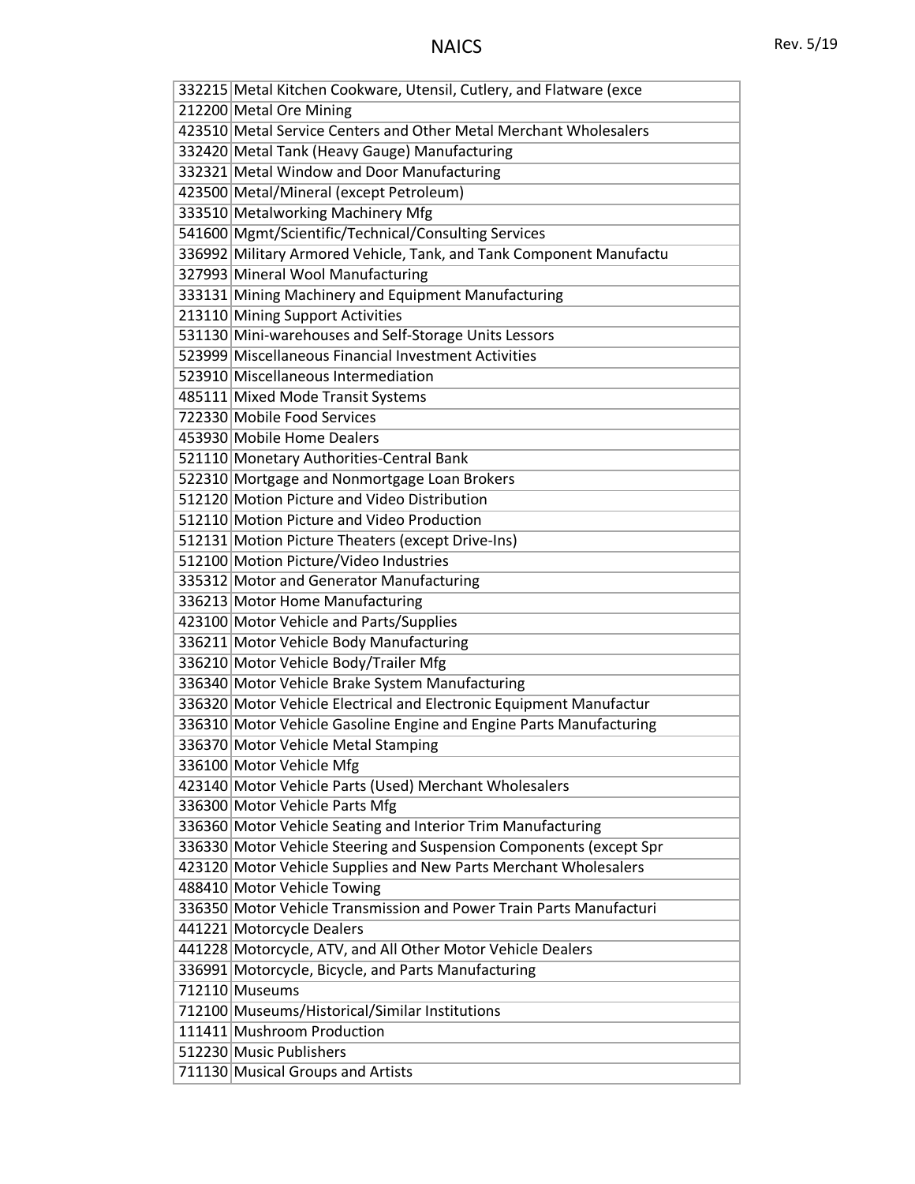| | |
|---|---|
| 332215 | Metal Kitchen Cookware, Utensil, Cutlery, and Flatware (exce |
| 212200 | Metal Ore Mining |
| 423510 | Metal Service Centers and Other Metal Merchant Wholesalers |
| 332420 | Metal Tank (Heavy Gauge) Manufacturing |
| 332321 | Metal Window and Door Manufacturing |
| 423500 | Metal/Mineral (except Petroleum) |
| 333510 | Metalworking Machinery Mfg |
| 541600 | Mgmt/Scientific/Technical/Consulting Services |
| 336992 | Military Armored Vehicle, Tank, and Tank Component Manufactu |
| 327993 | Mineral Wool Manufacturing |
| 333131 | Mining Machinery and Equipment Manufacturing |
| 213110 | Mining Support Activities |
| 531130 | Mini-warehouses and Self-Storage Units Lessors |
| 523999 | Miscellaneous Financial Investment Activities |
| 523910 | Miscellaneous Intermediation |
| 485111 | Mixed Mode Transit Systems |
| 722330 | Mobile Food Services |
| 453930 | Mobile Home Dealers |
| 521110 | Monetary Authorities-Central Bank |
| 522310 | Mortgage and Nonmortgage Loan Brokers |
| 512120 | Motion Picture and Video Distribution |
| 512110 | Motion Picture and Video Production |
| 512131 | Motion Picture Theaters (except Drive-Ins) |
| 512100 | Motion Picture/Video Industries |
| 335312 | Motor and Generator Manufacturing |
| 336213 | Motor Home Manufacturing |
| 423100 | Motor Vehicle and Parts/Supplies |
| 336211 | Motor Vehicle Body Manufacturing |
| 336210 | Motor Vehicle Body/Trailer Mfg |
| 336340 | Motor Vehicle Brake System Manufacturing |
| 336320 | Motor Vehicle Electrical and Electronic Equipment Manufactur |
| 336310 | Motor Vehicle Gasoline Engine and Engine Parts Manufacturing |
| 336370 | Motor Vehicle Metal Stamping |
| 336100 | Motor Vehicle Mfg |
| 423140 | Motor Vehicle Parts (Used) Merchant Wholesalers |
| 336300 | Motor Vehicle Parts Mfg |
| 336360 | Motor Vehicle Seating and Interior Trim Manufacturing |
| 336330 | Motor Vehicle Steering and Suspension Components (except Spr |
| 423120 | Motor Vehicle Supplies and New Parts Merchant Wholesalers |
| 488410 | Motor Vehicle Towing |
| 336350 | Motor Vehicle Transmission and Power Train Parts Manufacturi |
| 441221 | Motorcycle Dealers |
| 441228 | Motorcycle, ATV, and All Other Motor Vehicle Dealers |
| 336991 | Motorcycle, Bicycle, and Parts Manufacturing |
| 712110 | Museums |
| 712100 | Museums/Historical/Similar Institutions |
| 111411 | Mushroom Production |
| 512230 | Music Publishers |
| 711130 | Musical Groups and Artists |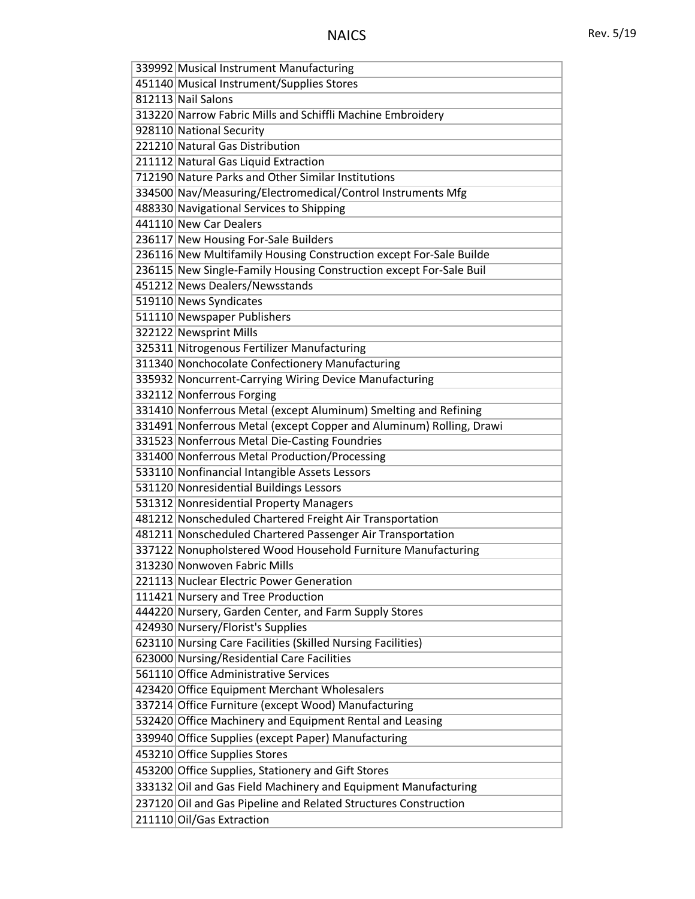| | |
|---|---|
| 339992 | Musical Instrument Manufacturing |
| 451140 | Musical Instrument/Supplies Stores |
| 812113 | Nail Salons |
| 313220 | Narrow Fabric Mills and Schiffli Machine Embroidery |
| 928110 | National Security |
| 221210 | Natural Gas Distribution |
| 211112 | Natural Gas Liquid Extraction |
| 712190 | Nature Parks and Other Similar Institutions |
| 334500 | Nav/Measuring/Electromedical/Control Instruments Mfg |
| 488330 | Navigational Services to Shipping |
| 441110 | New Car Dealers |
| 236117 | New Housing For-Sale Builders |
| 236116 | New Multifamily Housing Construction except For-Sale Builde |
| 236115 | New Single-Family Housing Construction except For-Sale Buil |
| 451212 | News Dealers/Newsstands |
| 519110 | News Syndicates |
| 511110 | Newspaper Publishers |
| 322122 | Newsprint Mills |
| 325311 | Nitrogenous Fertilizer Manufacturing |
| 311340 | Nonchocolate Confectionery Manufacturing |
| 335932 | Noncurrent-Carrying Wiring Device Manufacturing |
| 332112 | Nonferrous Forging |
| 331410 | Nonferrous Metal (except Aluminum) Smelting and Refining |
| 331491 | Nonferrous Metal (except Copper and Aluminum) Rolling, Drawi |
| 331523 | Nonferrous Metal Die-Casting Foundries |
| 331400 | Nonferrous Metal Production/Processing |
| 533110 | Nonfinancial Intangible Assets Lessors |
| 531120 | Nonresidential Buildings Lessors |
| 531312 | Nonresidential Property Managers |
| 481212 | Nonscheduled Chartered Freight Air Transportation |
| 481211 | Nonscheduled Chartered Passenger Air Transportation |
| 337122 | Nonupholstered Wood Household Furniture Manufacturing |
| 313230 | Nonwoven Fabric Mills |
| 221113 | Nuclear Electric Power Generation |
| 111421 | Nursery and Tree Production |
| 444220 | Nursery, Garden Center, and Farm Supply Stores |
| 424930 | Nursery/Florist's Supplies |
| 623110 | Nursing Care Facilities (Skilled Nursing Facilities) |
| 623000 | Nursing/Residential Care Facilities |
| 561110 | Office Administrative Services |
| 423420 | Office Equipment Merchant Wholesalers |
| 337214 | Office Furniture (except Wood) Manufacturing |
| 532420 | Office Machinery and Equipment Rental and Leasing |
| 339940 | Office Supplies (except Paper) Manufacturing |
| 453210 | Office Supplies Stores |
| 453200 | Office Supplies, Stationery and Gift Stores |
| 333132 | Oil and Gas Field Machinery and Equipment Manufacturing |
| 237120 | Oil and Gas Pipeline and Related Structures Construction |
| 211110 | Oil/Gas Extraction |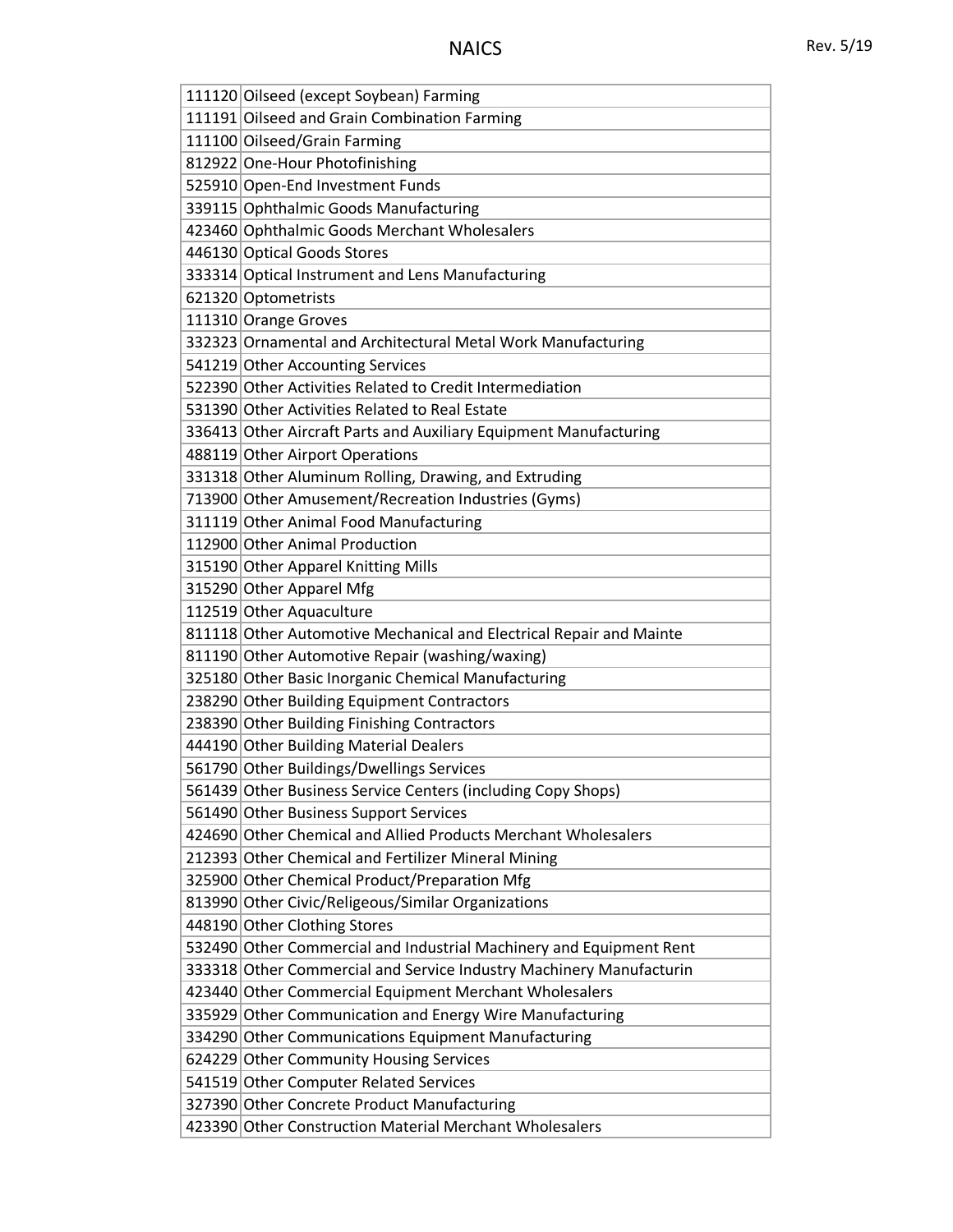| | |
|---|---|
| 111120 | Oilseed (except Soybean) Farming |
| 111191 | Oilseed and Grain Combination Farming |
| 111100 | Oilseed/Grain Farming |
| 812922 | One-Hour Photofinishing |
| 525910 | Open-End Investment Funds |
| 339115 | Ophthalmic Goods Manufacturing |
| 423460 | Ophthalmic Goods Merchant Wholesalers |
| 446130 | Optical Goods Stores |
| 333314 | Optical Instrument and Lens Manufacturing |
| 621320 | Optometrists |
| 111310 | Orange Groves |
| 332323 | Ornamental and Architectural Metal Work Manufacturing |
| 541219 | Other Accounting Services |
| 522390 | Other Activities Related to Credit Intermediation |
| 531390 | Other Activities Related to Real Estate |
| 336413 | Other Aircraft Parts and Auxiliary Equipment Manufacturing |
| 488119 | Other Airport Operations |
| 331318 | Other Aluminum Rolling, Drawing, and Extruding |
| 713900 | Other Amusement/Recreation Industries (Gyms) |
| 311119 | Other Animal Food Manufacturing |
| 112900 | Other Animal Production |
| 315190 | Other Apparel Knitting Mills |
| 315290 | Other Apparel Mfg |
| 112519 | Other Aquaculture |
| 811118 | Other Automotive Mechanical and Electrical Repair and Mainte |
| 811190 | Other Automotive Repair (washing/waxing) |
| 325180 | Other Basic Inorganic Chemical Manufacturing |
| 238290 | Other Building Equipment Contractors |
| 238390 | Other Building Finishing Contractors |
| 444190 | Other Building Material Dealers |
| 561790 | Other Buildings/Dwellings Services |
| 561439 | Other Business Service Centers (including Copy Shops) |
| 561490 | Other Business Support Services |
| 424690 | Other Chemical and Allied Products Merchant Wholesalers |
| 212393 | Other Chemical and Fertilizer Mineral Mining |
| 325900 | Other Chemical Product/Preparation Mfg |
| 813990 | Other Civic/Religeous/Similar Organizations |
| 448190 | Other Clothing Stores |
| 532490 | Other Commercial and Industrial Machinery and Equipment Rent |
| 333318 | Other Commercial and Service Industry Machinery Manufacturin |
| 423440 | Other Commercial Equipment Merchant Wholesalers |
| 335929 | Other Communication and Energy Wire Manufacturing |
| 334290 | Other Communications Equipment Manufacturing |
| 624229 | Other Community Housing Services |
| 541519 | Other Computer Related Services |
| 327390 | Other Concrete Product Manufacturing |
| 423390 | Other Construction Material Merchant Wholesalers |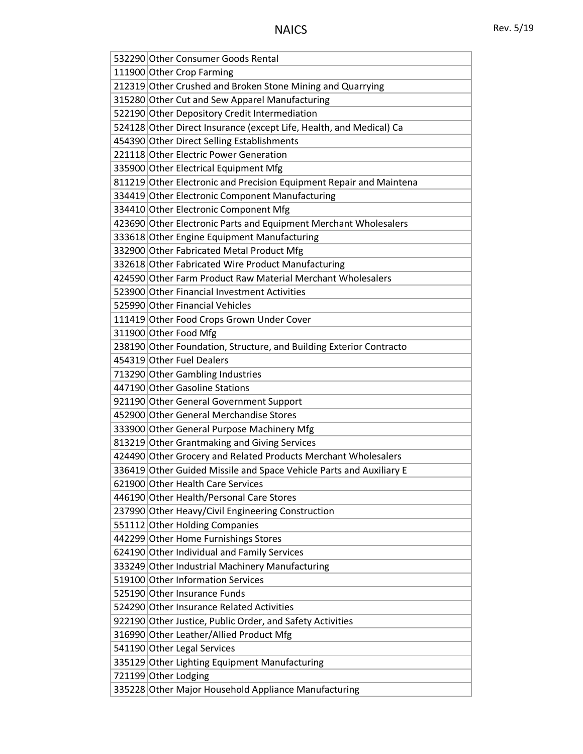| | |
|---|---|
| 532290 | Other Consumer Goods Rental |
| 111900 | Other Crop Farming |
| 212319 | Other Crushed and Broken Stone Mining and Quarrying |
| 315280 | Other Cut and Sew Apparel Manufacturing |
| 522190 | Other Depository Credit Intermediation |
| 524128 | Other Direct Insurance (except Life, Health, and Medical) Ca |
| 454390 | Other Direct Selling Establishments |
| 221118 | Other Electric Power Generation |
| 335900 | Other Electrical Equipment Mfg |
| 811219 | Other Electronic and Precision Equipment Repair and Maintena |
| 334419 | Other Electronic Component Manufacturing |
| 334410 | Other Electronic Component Mfg |
| 423690 | Other Electronic Parts and Equipment Merchant Wholesalers |
| 333618 | Other Engine Equipment Manufacturing |
| 332900 | Other Fabricated Metal Product Mfg |
| 332618 | Other Fabricated Wire Product Manufacturing |
| 424590 | Other Farm Product Raw Material Merchant Wholesalers |
| 523900 | Other Financial Investment Activities |
| 525990 | Other Financial Vehicles |
| 111419 | Other Food Crops Grown Under Cover |
| 311900 | Other Food Mfg |
| 238190 | Other Foundation, Structure, and Building Exterior Contracto |
| 454319 | Other Fuel Dealers |
| 713290 | Other Gambling Industries |
| 447190 | Other Gasoline Stations |
| 921190 | Other General Government Support |
| 452900 | Other General Merchandise Stores |
| 333900 | Other General Purpose Machinery Mfg |
| 813219 | Other Grantmaking and Giving Services |
| 424490 | Other Grocery and Related Products Merchant Wholesalers |
| 336419 | Other Guided Missile and Space Vehicle Parts and Auxiliary E |
| 621900 | Other Health Care Services |
| 446190 | Other Health/Personal Care Stores |
| 237990 | Other Heavy/Civil Engineering Construction |
| 551112 | Other Holding Companies |
| 442299 | Other Home Furnishings Stores |
| 624190 | Other Individual and Family Services |
| 333249 | Other Industrial Machinery Manufacturing |
| 519100 | Other Information Services |
| 525190 | Other Insurance Funds |
| 524290 | Other Insurance Related Activities |
| 922190 | Other Justice, Public Order, and Safety Activities |
| 316990 | Other Leather/Allied Product Mfg |
| 541190 | Other Legal Services |
| 335129 | Other Lighting Equipment Manufacturing |
| 721199 | Other Lodging |
| 335228 | Other Major Household Appliance Manufacturing |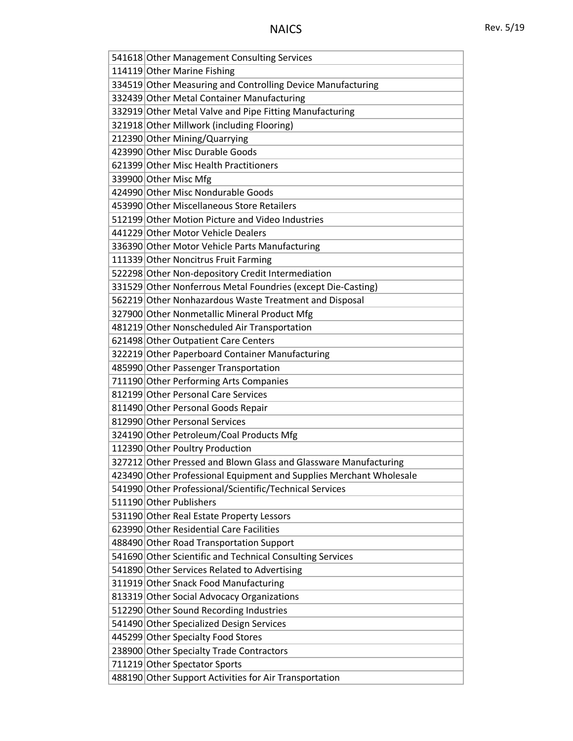| | |
|---|---|
| 541618 | Other Management Consulting Services |
| 114119 | Other Marine Fishing |
| 334519 | Other Measuring and Controlling Device Manufacturing |
| 332439 | Other Metal Container Manufacturing |
| 332919 | Other Metal Valve and Pipe Fitting Manufacturing |
| 321918 | Other Millwork (including Flooring) |
| 212390 | Other Mining/Quarrying |
| 423990 | Other Misc Durable Goods |
| 621399 | Other Misc Health Practitioners |
| 339900 | Other Misc Mfg |
| 424990 | Other Misc Nondurable Goods |
| 453990 | Other Miscellaneous Store Retailers |
| 512199 | Other Motion Picture and Video Industries |
| 441229 | Other Motor Vehicle Dealers |
| 336390 | Other Motor Vehicle Parts Manufacturing |
| 111339 | Other Noncitrus Fruit Farming |
| 522298 | Other Non-depository Credit Intermediation |
| 331529 | Other Nonferrous Metal Foundries (except Die-Casting) |
| 562219 | Other Nonhazardous Waste Treatment and Disposal |
| 327900 | Other Nonmetallic Mineral Product Mfg |
| 481219 | Other Nonscheduled Air Transportation |
| 621498 | Other Outpatient Care Centers |
| 322219 | Other Paperboard Container Manufacturing |
| 485990 | Other Passenger Transportation |
| 711190 | Other Performing Arts Companies |
| 812199 | Other Personal Care Services |
| 811490 | Other Personal Goods Repair |
| 812990 | Other Personal Services |
| 324190 | Other Petroleum/Coal Products Mfg |
| 112390 | Other Poultry Production |
| 327212 | Other Pressed and Blown Glass and Glassware Manufacturing |
| 423490 | Other Professional Equipment and Supplies Merchant Wholesale |
| 541990 | Other Professional/Scientific/Technical Services |
| 511190 | Other Publishers |
| 531190 | Other Real Estate Property Lessors |
| 623990 | Other Residential Care Facilities |
| 488490 | Other Road Transportation Support |
| 541690 | Other Scientific and Technical Consulting Services |
| 541890 | Other Services Related to Advertising |
| 311919 | Other Snack Food Manufacturing |
| 813319 | Other Social Advocacy Organizations |
| 512290 | Other Sound Recording Industries |
| 541490 | Other Specialized Design Services |
| 445299 | Other Specialty Food Stores |
| 238900 | Other Specialty Trade Contractors |
| 711219 | Other Spectator Sports |
| 488190 | Other Support Activities for Air Transportation |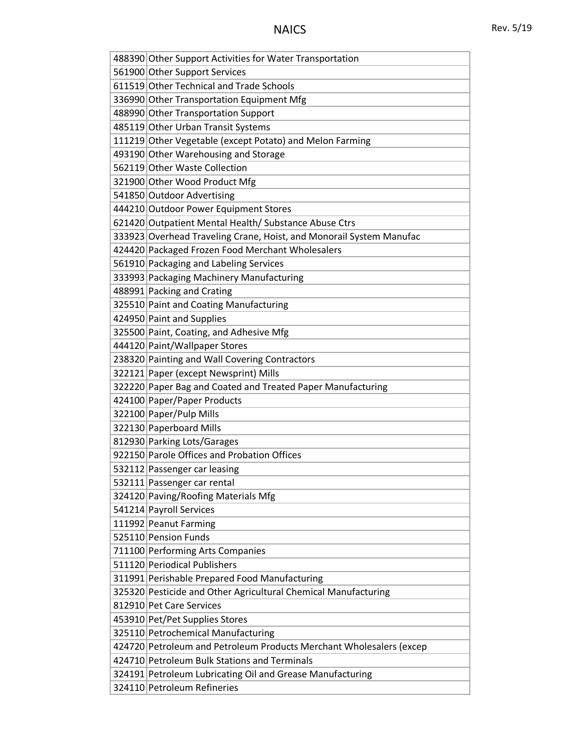| | |
|---|---|
| 488390 | Other Support Activities for Water Transportation |
| 561900 | Other Support Services |
| 611519 | Other Technical and Trade Schools |
| 336990 | Other Transportation Equipment Mfg |
| 488990 | Other Transportation Support |
| 485119 | Other Urban Transit Systems |
| 111219 | Other Vegetable (except Potato) and Melon Farming |
| 493190 | Other Warehousing and Storage |
| 562119 | Other Waste Collection |
| 321900 | Other Wood Product Mfg |
| 541850 | Outdoor Advertising |
| 444210 | Outdoor Power Equipment Stores |
| 621420 | Outpatient Mental Health/ Substance Abuse Ctrs |
| 333923 | Overhead Traveling Crane, Hoist, and Monorail System Manufac |
| 424420 | Packaged Frozen Food Merchant Wholesalers |
| 561910 | Packaging and Labeling Services |
| 333993 | Packaging Machinery Manufacturing |
| 488991 | Packing and Crating |
| 325510 | Paint and Coating Manufacturing |
| 424950 | Paint and Supplies |
| 325500 | Paint, Coating, and Adhesive Mfg |
| 444120 | Paint/Wallpaper Stores |
| 238320 | Painting and Wall Covering Contractors |
| 322121 | Paper (except Newsprint) Mills |
| 322220 | Paper Bag and Coated and Treated Paper Manufacturing |
| 424100 | Paper/Paper Products |
| 322100 | Paper/Pulp Mills |
| 322130 | Paperboard Mills |
| 812930 | Parking Lots/Garages |
| 922150 | Parole Offices and Probation Offices |
| 532112 | Passenger car leasing |
| 532111 | Passenger car rental |
| 324120 | Paving/Roofing Materials Mfg |
| 541214 | Payroll Services |
| 111992 | Peanut Farming |
| 525110 | Pension Funds |
| 711100 | Performing Arts Companies |
| 511120 | Periodical Publishers |
| 311991 | Perishable Prepared Food Manufacturing |
| 325320 | Pesticide and Other Agricultural Chemical Manufacturing |
| 812910 | Pet Care Services |
| 453910 | Pet/Pet Supplies Stores |
| 325110 | Petrochemical Manufacturing |
| 424720 | Petroleum and Petroleum Products Merchant Wholesalers (excep |
| 424710 | Petroleum Bulk Stations and Terminals |
| 324191 | Petroleum Lubricating Oil and Grease Manufacturing |
| 324110 | Petroleum Refineries |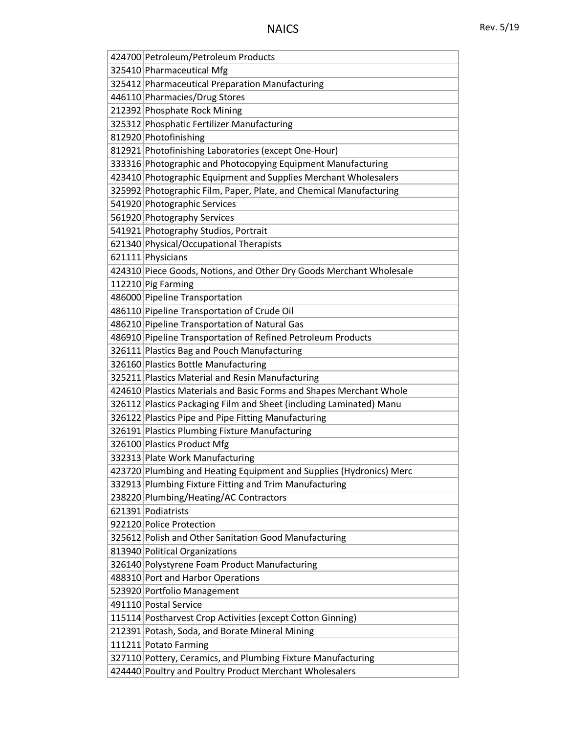| | |
|---|---|
| 424700 | Petroleum/Petroleum Products |
| 325410 | Pharmaceutical Mfg |
| 325412 | Pharmaceutical Preparation Manufacturing |
| 446110 | Pharmacies/Drug Stores |
| 212392 | Phosphate Rock Mining |
| 325312 | Phosphatic Fertilizer Manufacturing |
| 812920 | Photofinishing |
| 812921 | Photofinishing Laboratories (except One-Hour) |
| 333316 | Photographic and Photocopying Equipment Manufacturing |
| 423410 | Photographic Equipment and Supplies Merchant Wholesalers |
| 325992 | Photographic Film, Paper, Plate, and Chemical Manufacturing |
| 541920 | Photographic Services |
| 561920 | Photography Services |
| 541921 | Photography Studios, Portrait |
| 621340 | Physical/Occupational Therapists |
| 621111 | Physicians |
| 424310 | Piece Goods, Notions, and Other Dry Goods Merchant Wholesale |
| 112210 | Pig Farming |
| 486000 | Pipeline Transportation |
| 486110 | Pipeline Transportation of Crude Oil |
| 486210 | Pipeline Transportation of Natural Gas |
| 486910 | Pipeline Transportation of Refined Petroleum Products |
| 326111 | Plastics Bag and Pouch Manufacturing |
| 326160 | Plastics Bottle Manufacturing |
| 325211 | Plastics Material and Resin Manufacturing |
| 424610 | Plastics Materials and Basic Forms and Shapes Merchant Whole |
| 326112 | Plastics Packaging Film and Sheet (including Laminated) Manu |
| 326122 | Plastics Pipe and Pipe Fitting Manufacturing |
| 326191 | Plastics Plumbing Fixture Manufacturing |
| 326100 | Plastics Product Mfg |
| 332313 | Plate Work Manufacturing |
| 423720 | Plumbing and Heating Equipment and Supplies (Hydronics) Merc |
| 332913 | Plumbing Fixture Fitting and Trim Manufacturing |
| 238220 | Plumbing/Heating/AC Contractors |
| 621391 | Podiatrists |
| 922120 | Police Protection |
| 325612 | Polish and Other Sanitation Good Manufacturing |
| 813940 | Political Organizations |
| 326140 | Polystyrene Foam Product Manufacturing |
| 488310 | Port and Harbor Operations |
| 523920 | Portfolio Management |
| 491110 | Postal Service |
| 115114 | Postharvest Crop Activities (except Cotton Ginning) |
| 212391 | Potash, Soda, and Borate Mineral Mining |
| 111211 | Potato Farming |
| 327110 | Pottery, Ceramics, and Plumbing Fixture Manufacturing |
| 424440 | Poultry and Poultry Product Merchant Wholesalers |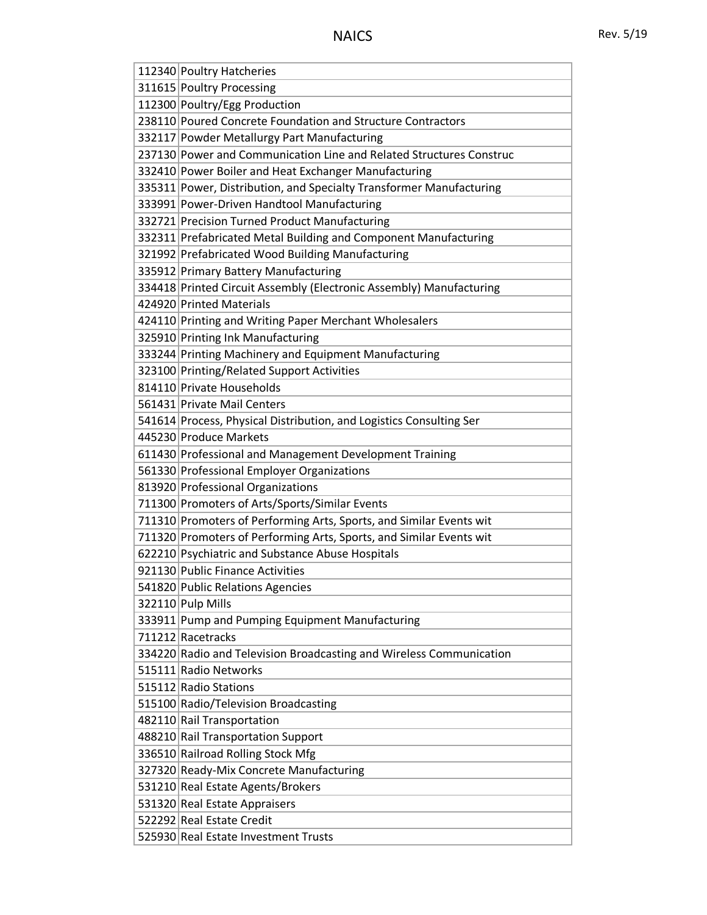| | |
|---|---|
| 112340 | Poultry Hatcheries |
| 311615 | Poultry Processing |
| 112300 | Poultry/Egg Production |
| 238110 | Poured Concrete Foundation and Structure Contractors |
| 332117 | Powder Metallurgy Part Manufacturing |
| 237130 | Power and Communication Line and Related Structures Construc |
| 332410 | Power Boiler and Heat Exchanger Manufacturing |
| 335311 | Power, Distribution, and Specialty Transformer Manufacturing |
| 333991 | Power-Driven Handtool Manufacturing |
| 332721 | Precision Turned Product Manufacturing |
| 332311 | Prefabricated Metal Building and Component Manufacturing |
| 321992 | Prefabricated Wood Building Manufacturing |
| 335912 | Primary Battery Manufacturing |
| 334418 | Printed Circuit Assembly (Electronic Assembly) Manufacturing |
| 424920 | Printed Materials |
| 424110 | Printing and Writing Paper Merchant Wholesalers |
| 325910 | Printing Ink Manufacturing |
| 333244 | Printing Machinery and Equipment Manufacturing |
| 323100 | Printing/Related Support Activities |
| 814110 | Private Households |
| 561431 | Private Mail Centers |
| 541614 | Process, Physical Distribution, and Logistics Consulting Ser |
| 445230 | Produce Markets |
| 611430 | Professional and Management Development Training |
| 561330 | Professional Employer Organizations |
| 813920 | Professional Organizations |
| 711300 | Promoters of Arts/Sports/Similar Events |
| 711310 | Promoters of Performing Arts, Sports, and Similar Events wit |
| 711320 | Promoters of Performing Arts, Sports, and Similar Events wit |
| 622210 | Psychiatric and Substance Abuse Hospitals |
| 921130 | Public Finance Activities |
| 541820 | Public Relations Agencies |
| 322110 | Pulp Mills |
| 333911 | Pump and Pumping Equipment Manufacturing |
| 711212 | Racetracks |
| 334220 | Radio and Television Broadcasting and Wireless Communication |
| 515111 | Radio Networks |
| 515112 | Radio Stations |
| 515100 | Radio/Television Broadcasting |
| 482110 | Rail Transportation |
| 488210 | Rail Transportation Support |
| 336510 | Railroad Rolling Stock Mfg |
| 327320 | Ready-Mix Concrete Manufacturing |
| 531210 | Real Estate Agents/Brokers |
| 531320 | Real Estate Appraisers |
| 522292 | Real Estate Credit |
| 525930 | Real Estate Investment Trusts |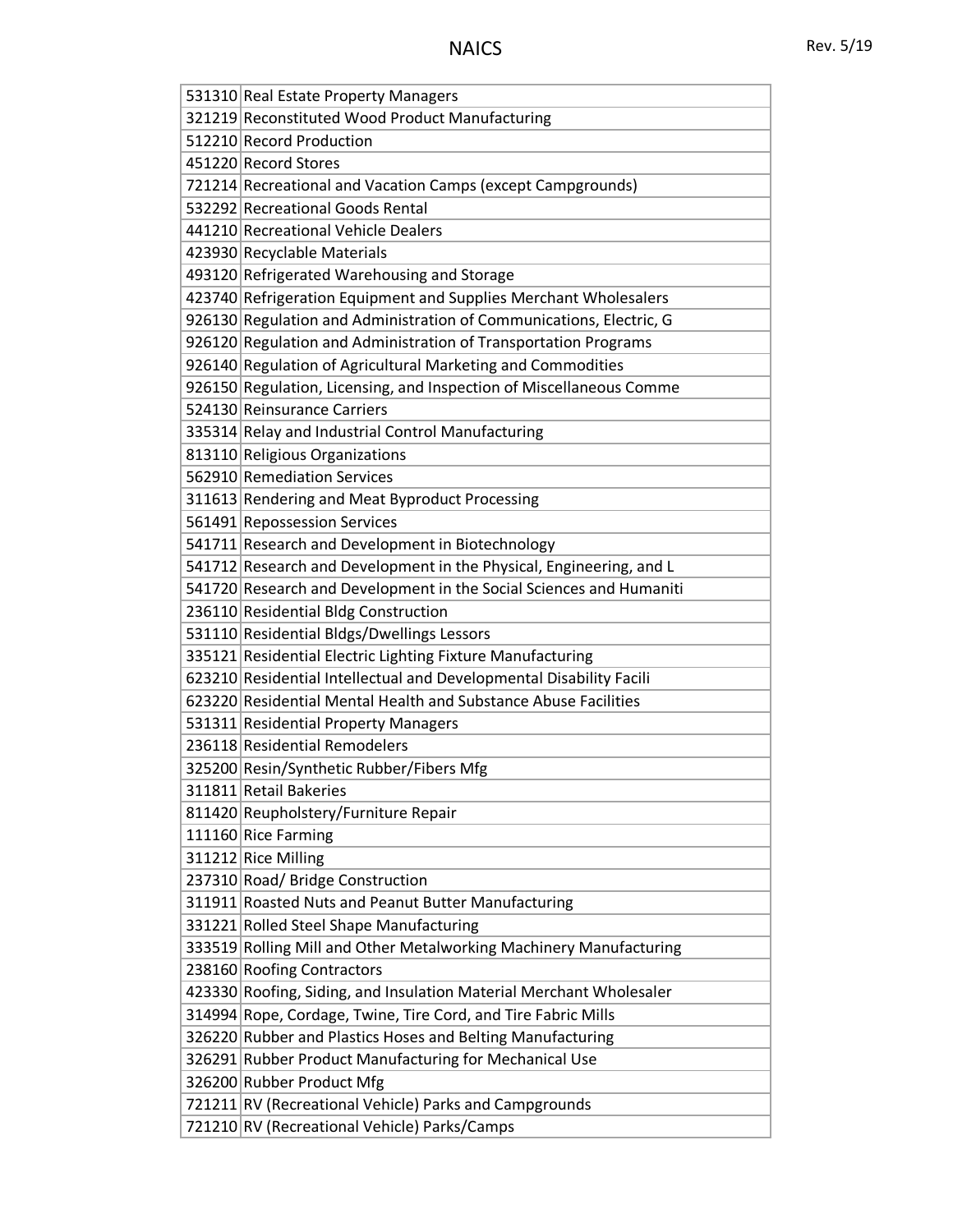| | |
|---|---|
| 531310 | Real Estate Property Managers |
| 321219 | Reconstituted Wood Product Manufacturing |
| 512210 | Record Production |
| 451220 | Record Stores |
| 721214 | Recreational and Vacation Camps (except Campgrounds) |
| 532292 | Recreational Goods Rental |
| 441210 | Recreational Vehicle Dealers |
| 423930 | Recyclable Materials |
| 493120 | Refrigerated Warehousing and Storage |
| 423740 | Refrigeration Equipment and Supplies Merchant Wholesalers |
| 926130 | Regulation and Administration of Communications, Electric, G |
| 926120 | Regulation and Administration of Transportation Programs |
| 926140 | Regulation of Agricultural Marketing and Commodities |
| 926150 | Regulation, Licensing, and Inspection of Miscellaneous Comme |
| 524130 | Reinsurance Carriers |
| 335314 | Relay and Industrial Control Manufacturing |
| 813110 | Religious Organizations |
| 562910 | Remediation Services |
| 311613 | Rendering and Meat Byproduct Processing |
| 561491 | Repossession Services |
| 541711 | Research and Development in Biotechnology |
| 541712 | Research and Development in the Physical, Engineering, and L |
| 541720 | Research and Development in the Social Sciences and Humaniti |
| 236110 | Residential Bldg Construction |
| 531110 | Residential Bldgs/Dwellings Lessors |
| 335121 | Residential Electric Lighting Fixture Manufacturing |
| 623210 | Residential Intellectual and Developmental Disability Facili |
| 623220 | Residential Mental Health and Substance Abuse Facilities |
| 531311 | Residential Property Managers |
| 236118 | Residential Remodelers |
| 325200 | Resin/Synthetic Rubber/Fibers Mfg |
| 311811 | Retail Bakeries |
| 811420 | Reupholstery/Furniture Repair |
| 111160 | Rice Farming |
| 311212 | Rice Milling |
| 237310 | Road/ Bridge Construction |
| 311911 | Roasted Nuts and Peanut Butter Manufacturing |
| 331221 | Rolled Steel Shape Manufacturing |
| 333519 | Rolling Mill and Other Metalworking Machinery Manufacturing |
| 238160 | Roofing Contractors |
| 423330 | Roofing, Siding, and Insulation Material Merchant Wholesaler |
| 314994 | Rope, Cordage, Twine, Tire Cord, and Tire Fabric Mills |
| 326220 | Rubber and Plastics Hoses and Belting Manufacturing |
| 326291 | Rubber Product Manufacturing for Mechanical Use |
| 326200 | Rubber Product Mfg |
| 721211 | RV (Recreational Vehicle) Parks and Campgrounds |
| 721210 | RV (Recreational Vehicle) Parks/Camps |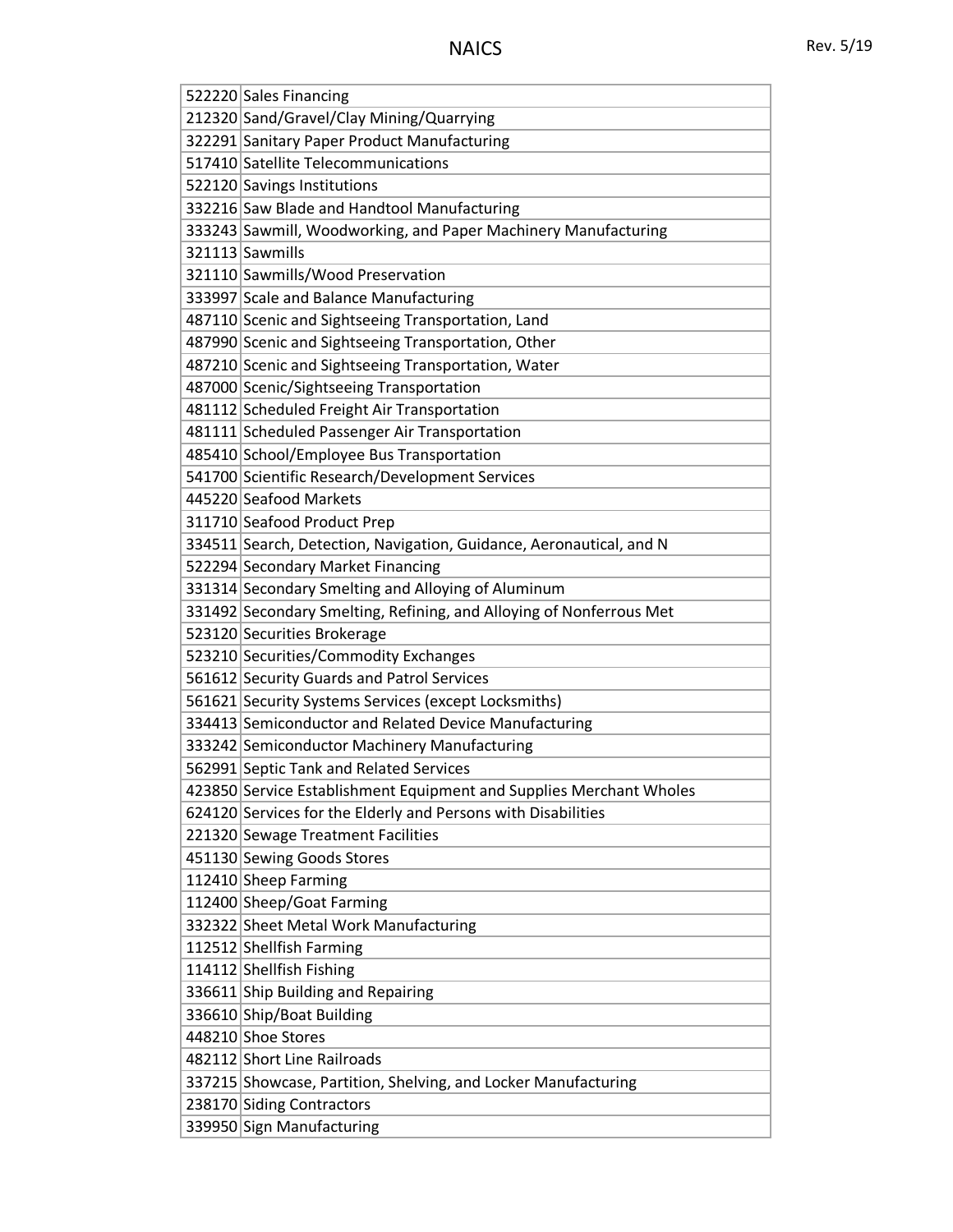| | |
|---|---|
| 522220 | Sales Financing |
| 212320 | Sand/Gravel/Clay Mining/Quarrying |
| 322291 | Sanitary Paper Product Manufacturing |
| 517410 | Satellite Telecommunications |
| 522120 | Savings Institutions |
| 332216 | Saw Blade and Handtool Manufacturing |
| 333243 | Sawmill, Woodworking, and Paper Machinery Manufacturing |
| 321113 | Sawmills |
| 321110 | Sawmills/Wood Preservation |
| 333997 | Scale and Balance Manufacturing |
| 487110 | Scenic and Sightseeing Transportation, Land |
| 487990 | Scenic and Sightseeing Transportation, Other |
| 487210 | Scenic and Sightseeing Transportation, Water |
| 487000 | Scenic/Sightseeing Transportation |
| 481112 | Scheduled Freight Air Transportation |
| 481111 | Scheduled Passenger Air Transportation |
| 485410 | School/Employee Bus Transportation |
| 541700 | Scientific Research/Development Services |
| 445220 | Seafood Markets |
| 311710 | Seafood Product Prep |
| 334511 | Search, Detection, Navigation, Guidance, Aeronautical, and N |
| 522294 | Secondary Market Financing |
| 331314 | Secondary Smelting and Alloying of Aluminum |
| 331492 | Secondary Smelting, Refining, and Alloying of Nonferrous Met |
| 523120 | Securities Brokerage |
| 523210 | Securities/Commodity Exchanges |
| 561612 | Security Guards and Patrol Services |
| 561621 | Security Systems Services (except Locksmiths) |
| 334413 | Semiconductor and Related Device Manufacturing |
| 333242 | Semiconductor Machinery Manufacturing |
| 562991 | Septic Tank and Related Services |
| 423850 | Service Establishment Equipment and Supplies Merchant Wholes |
| 624120 | Services for the Elderly and Persons with Disabilities |
| 221320 | Sewage Treatment Facilities |
| 451130 | Sewing Goods Stores |
| 112410 | Sheep Farming |
| 112400 | Sheep/Goat Farming |
| 332322 | Sheet Metal Work Manufacturing |
| 112512 | Shellfish Farming |
| 114112 | Shellfish Fishing |
| 336611 | Ship Building and Repairing |
| 336610 | Ship/Boat Building |
| 448210 | Shoe Stores |
| 482112 | Short Line Railroads |
| 337215 | Showcase, Partition, Shelving, and Locker Manufacturing |
| 238170 | Siding Contractors |
| 339950 | Sign Manufacturing |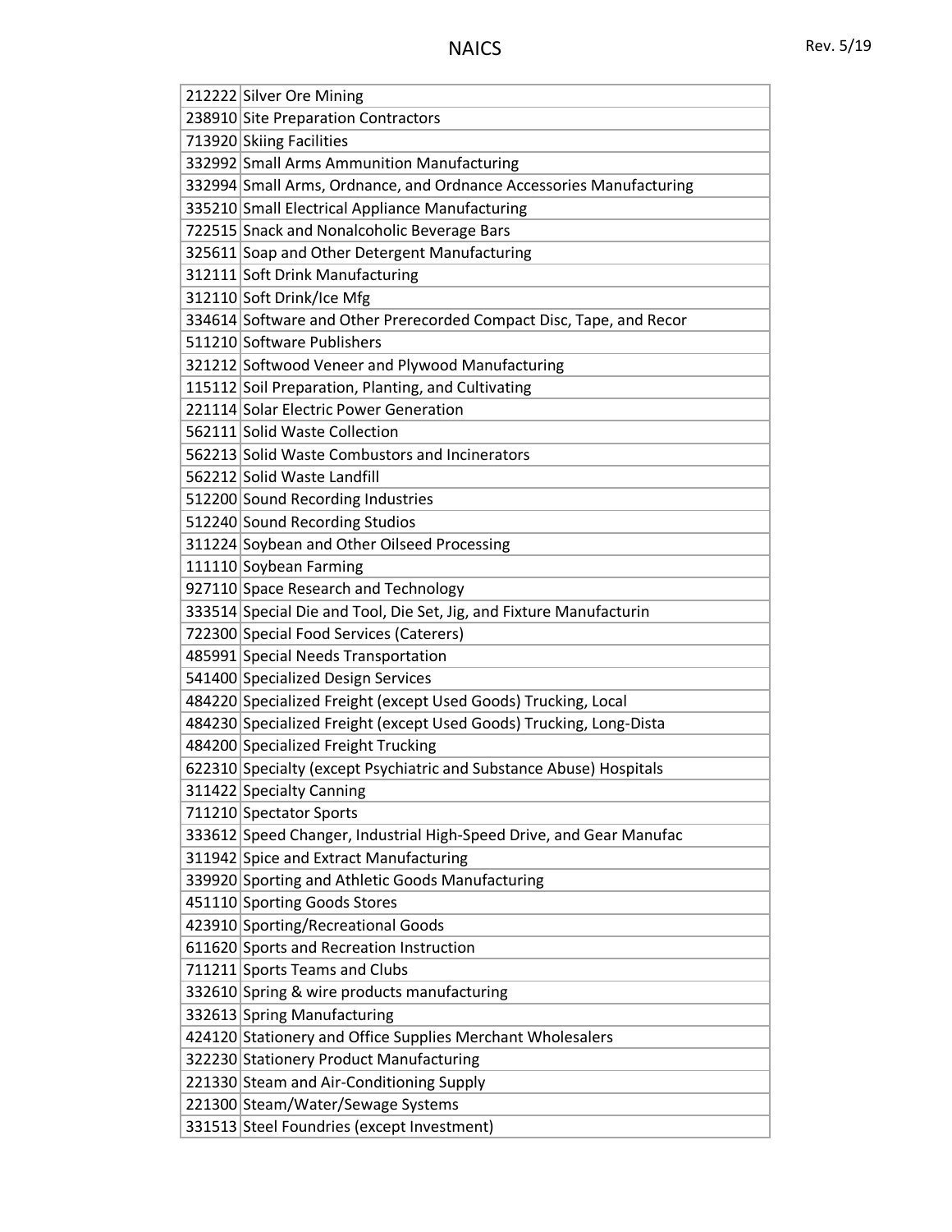| | |
|---|---|
| 212222 | Silver Ore Mining |
| 238910 | Site Preparation Contractors |
| 713920 | Skiing Facilities |
| 332992 | Small Arms Ammunition Manufacturing |
| 332994 | Small Arms, Ordnance, and Ordnance Accessories Manufacturing |
| 335210 | Small Electrical Appliance Manufacturing |
| 722515 | Snack and Nonalcoholic Beverage Bars |
| 325611 | Soap and Other Detergent Manufacturing |
| 312111 | Soft Drink Manufacturing |
| 312110 | Soft Drink/Ice Mfg |
| 334614 | Software and Other Prerecorded Compact Disc, Tape, and Recor |
| 511210 | Software Publishers |
| 321212 | Softwood Veneer and Plywood Manufacturing |
| 115112 | Soil Preparation, Planting, and Cultivating |
| 221114 | Solar Electric Power Generation |
| 562111 | Solid Waste Collection |
| 562213 | Solid Waste Combustors and Incinerators |
| 562212 | Solid Waste Landfill |
| 512200 | Sound Recording Industries |
| 512240 | Sound Recording Studios |
| 311224 | Soybean and Other Oilseed Processing |
| 111110 | Soybean Farming |
| 927110 | Space Research and Technology |
| 333514 | Special Die and Tool, Die Set, Jig, and Fixture Manufacturin |
| 722300 | Special Food Services (Caterers) |
| 485991 | Special Needs Transportation |
| 541400 | Specialized Design Services |
| 484220 | Specialized Freight (except Used Goods) Trucking, Local |
| 484230 | Specialized Freight (except Used Goods) Trucking, Long-Dista |
| 484200 | Specialized Freight Trucking |
| 622310 | Specialty (except Psychiatric and Substance Abuse) Hospitals |
| 311422 | Specialty Canning |
| 711210 | Spectator Sports |
| 333612 | Speed Changer, Industrial High-Speed Drive, and Gear Manufac |
| 311942 | Spice and Extract Manufacturing |
| 339920 | Sporting and Athletic Goods Manufacturing |
| 451110 | Sporting Goods Stores |
| 423910 | Sporting/Recreational Goods |
| 611620 | Sports and Recreation Instruction |
| 711211 | Sports Teams and Clubs |
| 332610 | Spring & wire products manufacturing |
| 332613 | Spring Manufacturing |
| 424120 | Stationery and Office Supplies Merchant Wholesalers |
| 322230 | Stationery Product Manufacturing |
| 221330 | Steam and Air-Conditioning Supply |
| 221300 | Steam/Water/Sewage Systems |
| 331513 | Steel Foundries (except Investment) |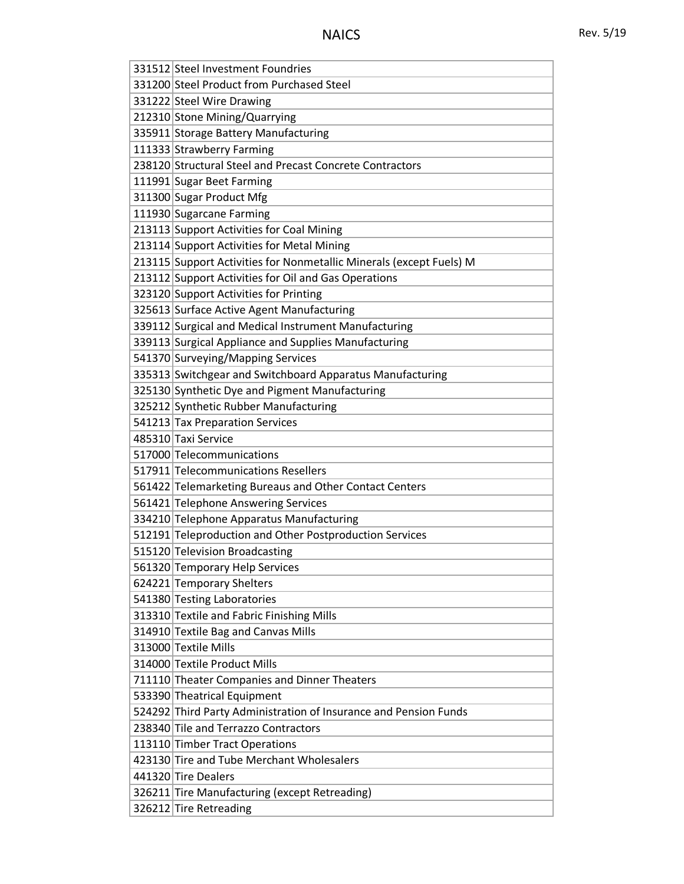| | |
|---|---|
| 331512 | Steel Investment Foundries |
| 331200 | Steel Product from Purchased Steel |
| 331222 | Steel Wire Drawing |
| 212310 | Stone Mining/Quarrying |
| 335911 | Storage Battery Manufacturing |
| 111333 | Strawberry Farming |
| 238120 | Structural Steel and Precast Concrete Contractors |
| 111991 | Sugar Beet Farming |
| 311300 | Sugar Product Mfg |
| 111930 | Sugarcane Farming |
| 213113 | Support Activities for Coal Mining |
| 213114 | Support Activities for Metal Mining |
| 213115 | Support Activities for Nonmetallic Minerals (except Fuels) M |
| 213112 | Support Activities for Oil and Gas Operations |
| 323120 | Support Activities for Printing |
| 325613 | Surface Active Agent Manufacturing |
| 339112 | Surgical and Medical Instrument Manufacturing |
| 339113 | Surgical Appliance and Supplies Manufacturing |
| 541370 | Surveying/Mapping Services |
| 335313 | Switchgear and Switchboard Apparatus Manufacturing |
| 325130 | Synthetic Dye and Pigment Manufacturing |
| 325212 | Synthetic Rubber Manufacturing |
| 541213 | Tax Preparation Services |
| 485310 | Taxi Service |
| 517000 | Telecommunications |
| 517911 | Telecommunications Resellers |
| 561422 | Telemarketing Bureaus and Other Contact Centers |
| 561421 | Telephone Answering Services |
| 334210 | Telephone Apparatus Manufacturing |
| 512191 | Teleproduction and Other Postproduction Services |
| 515120 | Television Broadcasting |
| 561320 | Temporary Help Services |
| 624221 | Temporary Shelters |
| 541380 | Testing Laboratories |
| 313310 | Textile and Fabric Finishing Mills |
| 314910 | Textile Bag and Canvas Mills |
| 313000 | Textile Mills |
| 314000 | Textile Product Mills |
| 711110 | Theater Companies and Dinner Theaters |
| 533390 | Theatrical Equipment |
| 524292 | Third Party Administration of Insurance and Pension Funds |
| 238340 | Tile and Terrazzo Contractors |
| 113110 | Timber Tract Operations |
| 423130 | Tire and Tube Merchant Wholesalers |
| 441320 | Tire Dealers |
| 326211 | Tire Manufacturing (except Retreading) |
| 326212 | Tire Retreading |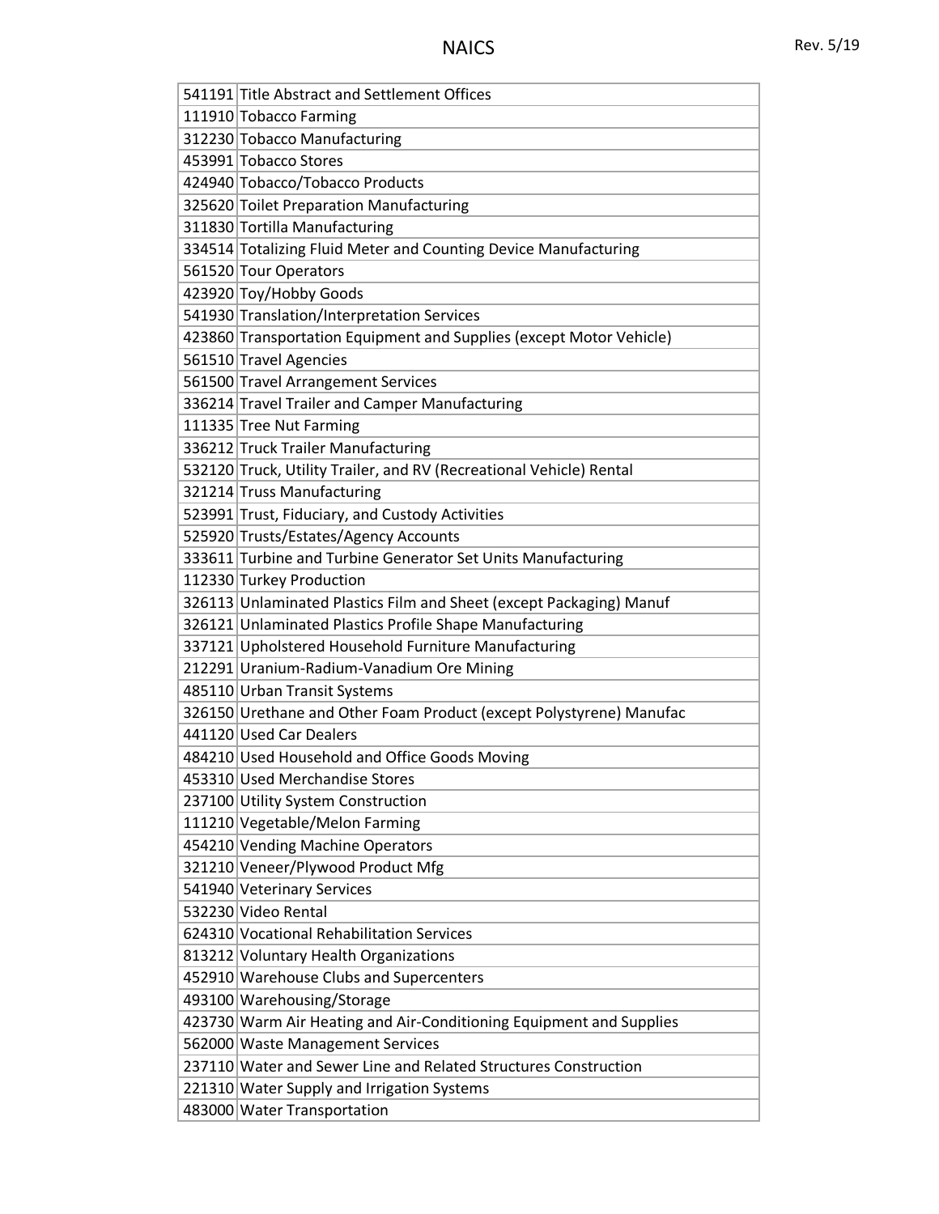| | |
|---|---|
| 541191 | Title Abstract and Settlement Offices |
| 111910 | Tobacco Farming |
| 312230 | Tobacco Manufacturing |
| 453991 | Tobacco Stores |
| 424940 | Tobacco/Tobacco Products |
| 325620 | Toilet Preparation Manufacturing |
| 311830 | Tortilla Manufacturing |
| 334514 | Totalizing Fluid Meter and Counting Device Manufacturing |
| 561520 | Tour Operators |
| 423920 | Toy/Hobby Goods |
| 541930 | Translation/Interpretation Services |
| 423860 | Transportation Equipment and Supplies (except Motor Vehicle) |
| 561510 | Travel Agencies |
| 561500 | Travel Arrangement Services |
| 336214 | Travel Trailer and Camper Manufacturing |
| 111335 | Tree Nut Farming |
| 336212 | Truck Trailer Manufacturing |
| 532120 | Truck, Utility Trailer, and RV (Recreational Vehicle) Rental |
| 321214 | Truss Manufacturing |
| 523991 | Trust, Fiduciary, and Custody Activities |
| 525920 | Trusts/Estates/Agency Accounts |
| 333611 | Turbine and Turbine Generator Set Units Manufacturing |
| 112330 | Turkey Production |
| 326113 | Unlaminated Plastics Film and Sheet (except Packaging) Manuf |
| 326121 | Unlaminated Plastics Profile Shape Manufacturing |
| 337121 | Upholstered Household Furniture Manufacturing |
| 212291 | Uranium-Radium-Vanadium Ore Mining |
| 485110 | Urban Transit Systems |
| 326150 | Urethane and Other Foam Product (except Polystyrene) Manufac |
| 441120 | Used Car Dealers |
| 484210 | Used Household and Office Goods Moving |
| 453310 | Used Merchandise Stores |
| 237100 | Utility System Construction |
| 111210 | Vegetable/Melon Farming |
| 454210 | Vending Machine Operators |
| 321210 | Veneer/Plywood Product Mfg |
| 541940 | Veterinary Services |
| 532230 | Video Rental |
| 624310 | Vocational Rehabilitation Services |
| 813212 | Voluntary Health Organizations |
| 452910 | Warehouse Clubs and Supercenters |
| 493100 | Warehousing/Storage |
| 423730 | Warm Air Heating and Air-Conditioning Equipment and Supplies |
| 562000 | Waste Management Services |
| 237110 | Water and Sewer Line and Related Structures Construction |
| 221310 | Water Supply and Irrigation Systems |
| 483000 | Water Transportation |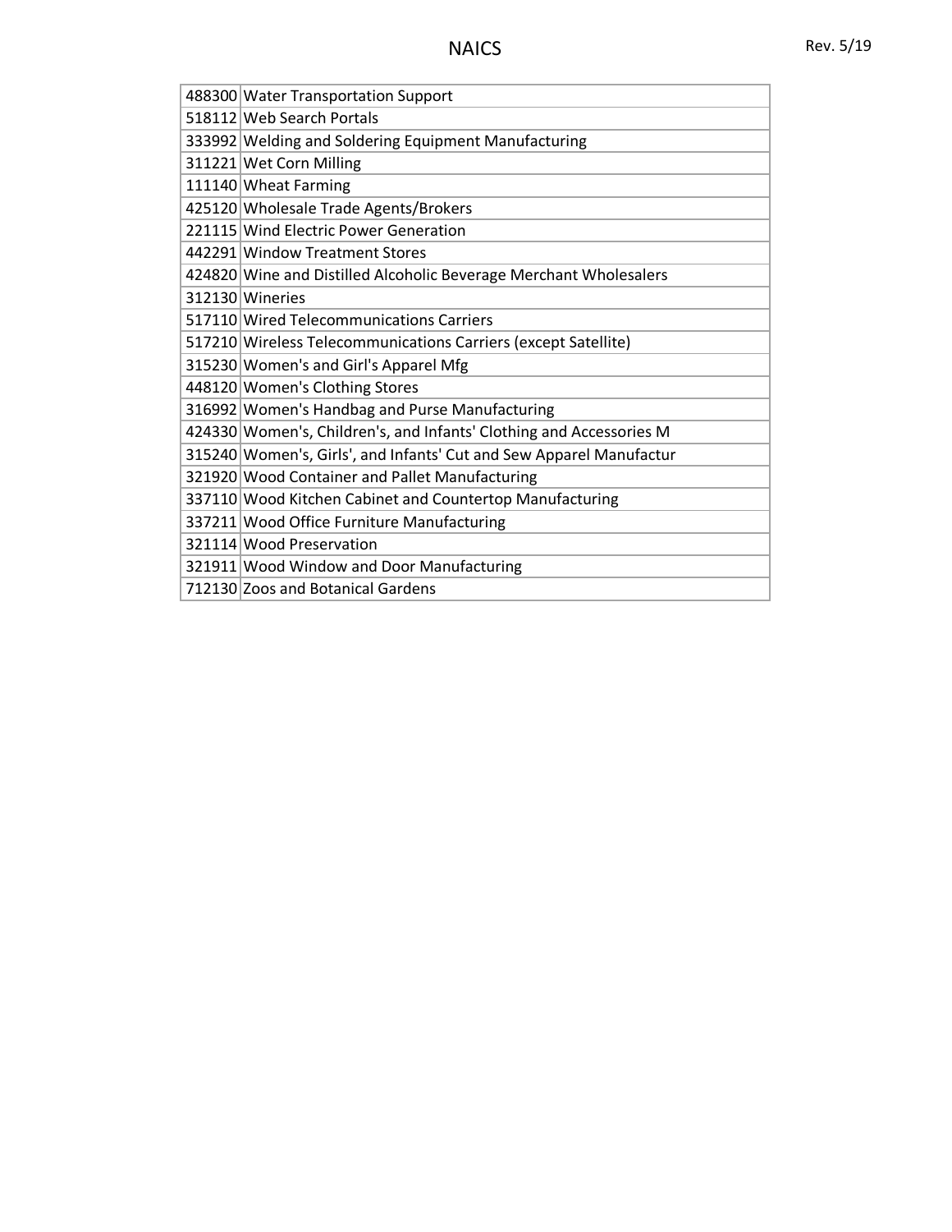| | |
|---|---|
| 488300 | Water Transportation Support |
| 518112 | Web Search Portals |
| 333992 | Welding and Soldering Equipment Manufacturing |
| 311221 | Wet Corn Milling |
| 111140 | Wheat Farming |
| 425120 | Wholesale Trade Agents/Brokers |
| 221115 | Wind Electric Power Generation |
| 442291 | Window Treatment Stores |
| 424820 | Wine and Distilled Alcoholic Beverage Merchant Wholesalers |
| 312130 | Wineries |
| 517110 | Wired Telecommunications Carriers |
| 517210 | Wireless Telecommunications Carriers (except Satellite) |
| 315230 | Women's and Girl's Apparel Mfg |
| 448120 | Women's Clothing Stores |
| 316992 | Women's Handbag and Purse Manufacturing |
| 424330 | Women's, Children's, and Infants' Clothing and Accessories M |
| 315240 | Women's, Girls', and Infants' Cut and Sew Apparel Manufactur |
| 321920 | Wood Container and Pallet Manufacturing |
| 337110 | Wood Kitchen Cabinet and Countertop Manufacturing |
| 337211 | Wood Office Furniture Manufacturing |
| 321114 | Wood Preservation |
| 321911 | Wood Window and Door Manufacturing |
| 712130 | Zoos and Botanical Gardens |